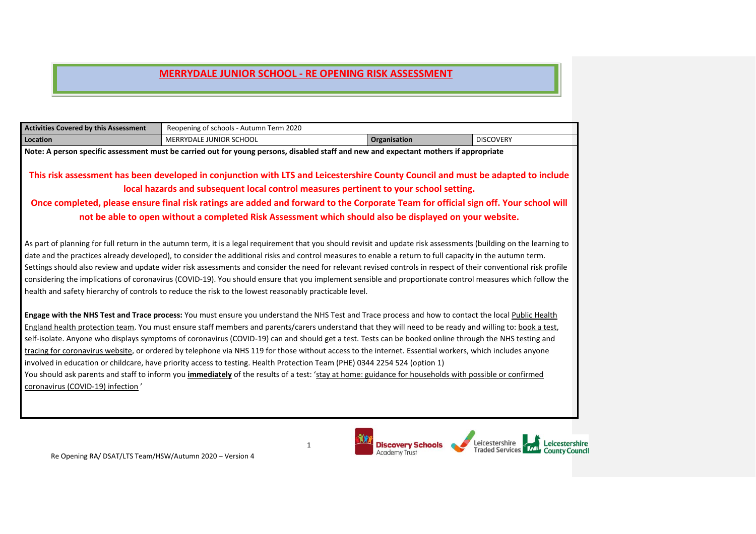# MERRYDALE JUNIOR SCHOOL - RE OPENING RISK ASSESSMENT

| Activities Covered by this Assessment | Reopening of schools - Autumn Term 2020 | | |
|---|---|---|---|
| Location | MERRYDALE JUNIOR SCHOOL | Organisation | DISCOVERY |

**Note: A person specific assessment must be carried out for young persons, disabled staff and new and expectant mothers if appropriate**

**This risk assessment has been developed in conjunction with LTS and Leicestershire County Council and must be adapted to include local hazards and subsequent local control measures pertinent to your school setting.**

**Once completed, please ensure final risk ratings are added and forward to the Corporate Team for official sign off. Your school will not be able to open without a completed Risk Assessment which should also be displayed on your website.**

As part of planning for full return in the autumn term, it is a legal requirement that you should revisit and update risk assessments (building on the learning to date and the practices already developed), to consider the additional risks and control measures to enable a return to full capacity in the autumn term. Settings should also review and update wider risk assessments and consider the need for relevant revised controls in respect of their conventional risk profile considering the implications of coronavirus (COVID-19). You should ensure that you implement sensible and proportionate control measures which follow the health and safety hierarchy of controls to reduce the risk to the lowest reasonably practicable level.

**Engage with the NHS Test and Trace process:** You must ensure you understand the NHS Test and Trace process and how to contact the local Public Health England health protection team. You must ensure staff members and parents/carers understand that they will need to be ready and willing to: book a test, self-isolate. Anyone who displays symptoms of coronavirus (COVID-19) can and should get a test. Tests can be booked online through the NHS testing and tracing for coronavirus website, or ordered by telephone via NHS 119 for those without access to the internet. Essential workers, which includes anyone involved in education or childcare, have priority access to testing. Health Protection Team (PHE) 0344 2254 524 (option 1)

You should ask parents and staff to inform you **immediately** of the results of a test: 'stay at home: guidance for households with possible or confirmed coronavirus (COVID-19) infection'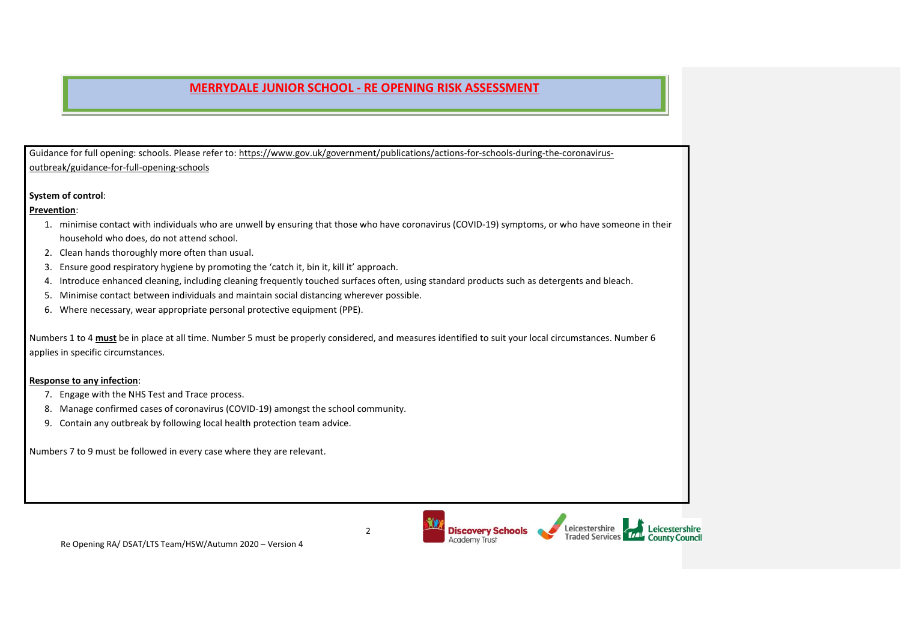# MERRYDALE JUNIOR SCHOOL - RE OPENING RISK ASSESSMENT

Guidance for full opening: schools. Please refer to: https://www.gov.uk/government/publications/actions-for-schools-during-the-coronavirus-outbreak/guidance-for-full-opening-schools

**System of control**:

**Prevention**:

1. minimise contact with individuals who are unwell by ensuring that those who have coronavirus (COVID-19) symptoms, or who have someone in their household who does, do not attend school.
2. Clean hands thoroughly more often than usual.
3. Ensure good respiratory hygiene by promoting the 'catch it, bin it, kill it' approach.
4. Introduce enhanced cleaning, including cleaning frequently touched surfaces often, using standard products such as detergents and bleach.
5. Minimise contact between individuals and maintain social distancing wherever possible.
6. Where necessary, wear appropriate personal protective equipment (PPE).

Numbers 1 to 4 **must** be in place at all time. Number 5 must be properly considered, and measures identified to suit your local circumstances. Number 6 applies in specific circumstances.

**Response to any infection**:

7. Engage with the NHS Test and Trace process.
8. Manage confirmed cases of coronavirus (COVID-19) amongst the school community.
9. Contain any outbreak by following local health protection team advice.

Numbers 7 to 9 must be followed in every case where they are relevant.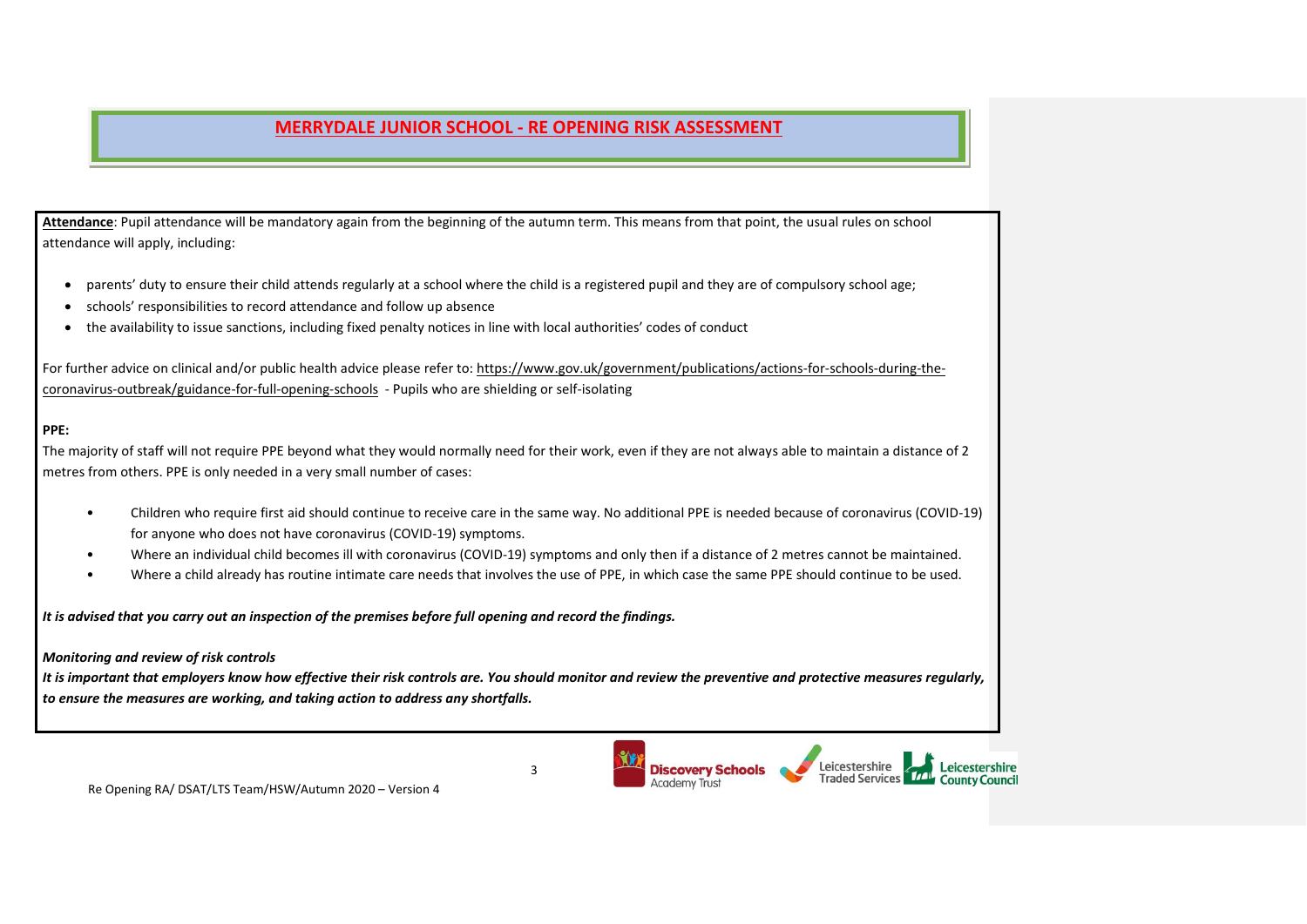# MERRYDALE JUNIOR SCHOOL - RE OPENING RISK ASSESSMENT

**Attendance**: Pupil attendance will be mandatory again from the beginning of the autumn term. This means from that point, the usual rules on school attendance will apply, including:

- parents' duty to ensure their child attends regularly at a school where the child is a registered pupil and they are of compulsory school age;
- schools' responsibilities to record attendance and follow up absence
- the availability to issue sanctions, including fixed penalty notices in line with local authorities' codes of conduct

For further advice on clinical and/or public health advice please refer to: https://www.gov.uk/government/publications/actions-for-schools-during-the-coronavirus-outbreak/guidance-for-full-opening-schools - Pupils who are shielding or self-isolating

**PPE:**

The majority of staff will not require PPE beyond what they would normally need for their work, even if they are not always able to maintain a distance of 2 metres from others. PPE is only needed in a very small number of cases:

- Children who require first aid should continue to receive care in the same way. No additional PPE is needed because of coronavirus (COVID-19) for anyone who does not have coronavirus (COVID-19) symptoms.
- Where an individual child becomes ill with coronavirus (COVID-19) symptoms and only then if a distance of 2 metres cannot be maintained.
- Where a child already has routine intimate care needs that involves the use of PPE, in which case the same PPE should continue to be used.

***It is advised that you carry out an inspection of the premises before full opening and record the findings.***

***Monitoring and review of risk controls***

***It is important that employers know how effective their risk controls are. You should monitor and review the preventive and protective measures regularly, to ensure the measures are working, and taking action to address any shortfalls.***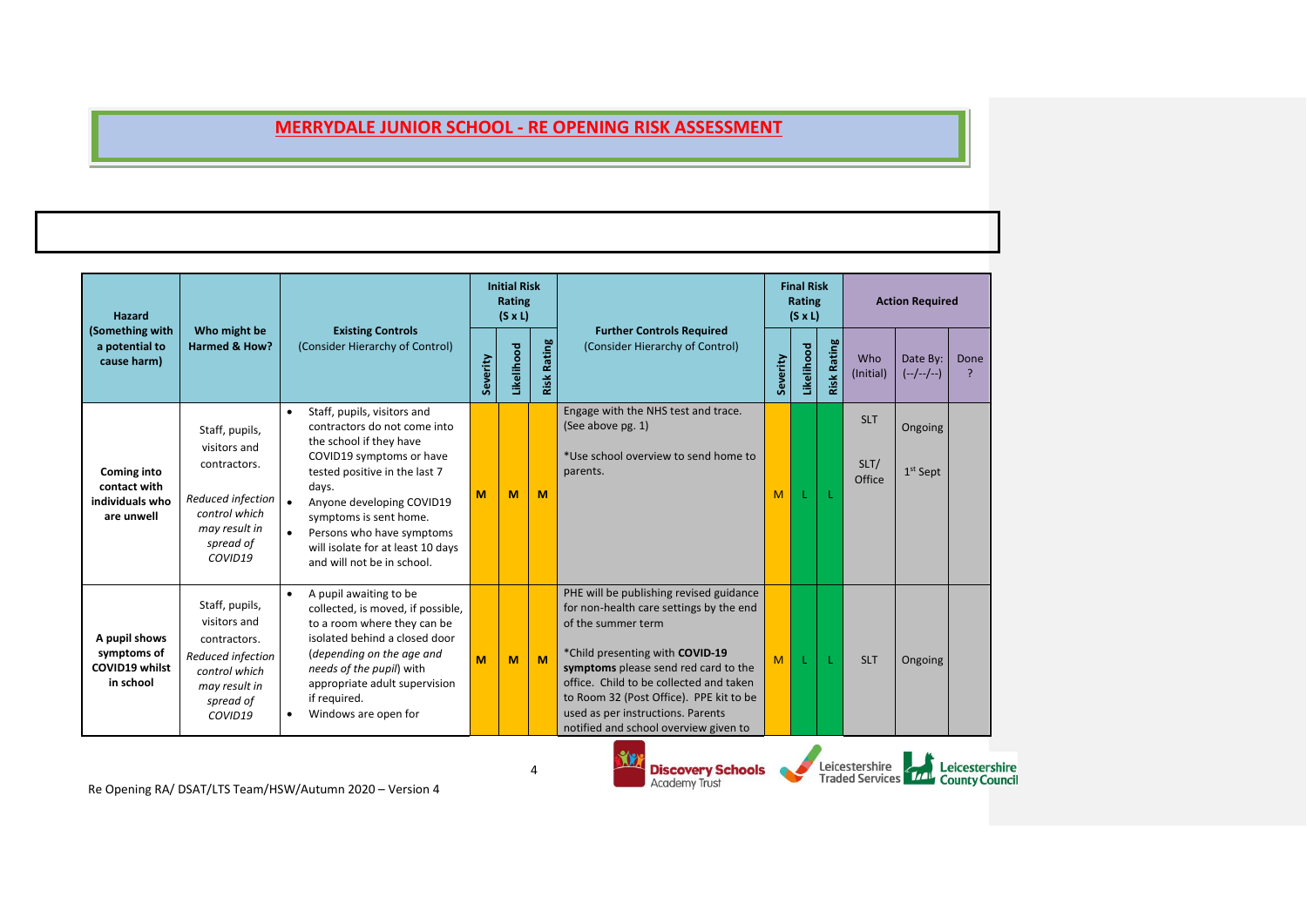# MERRYDALE JUNIOR SCHOOL - RE OPENING RISK ASSESSMENT

| Hazard (Something with a potential to cause harm) | Who might be Harmed & How? | Existing Controls (Consider Hierarchy of Control) | Initial Risk Rating (S x L) | | | Further Controls Required (Consider Hierarchy of Control) | Final Risk Rating (S x L) | | | Action Required | | |
|---|---|---|---|---|---|---|---|---|---|---|---|---|
| | | | Severity | Likelihood | Risk Rating | | Severity | Likelihood | Risk Rating | Who (Initial) | Date By: (--/--/--) | Done ? |
| **Coming into contact with individuals who are unwell** | Staff, pupils, visitors and contractors. *Reduced infection control which may result in spread of COVID19* | • Staff, pupils, visitors and contractors do not come into the school if they have COVID19 symptoms or have tested positive in the last 7 days.<br>• Anyone developing COVID19 symptoms is sent home.<br>• Persons who have symptoms will isolate for at least 10 days and will not be in school. | M | M | M | Engage with the NHS test and trace. (See above pg. 1)<br><br>*Use school overview to send home to parents. | M | L | L | SLT<br><br>SLT/ Office | Ongoing<br><br>1st Sept | |
| **A pupil shows symptoms of COVID19 whilst in school** | Staff, pupils, visitors and contractors. *Reduced infection control which may result in spread of COVID19* | • A pupil awaiting to be collected, is moved, if possible, to a room where they can be isolated behind a closed door (*depending on the age and needs of the pupil*) with appropriate adult supervision if required.<br>• Windows are open for | M | M | M | PHE will be publishing revised guidance for non-health care settings by the end of the summer term<br><br>*Child presenting with **COVID-19 symptoms** please send red card to the office. Child to be collected and taken to Room 32 (Post Office). PPE kit to be used as per instructions. Parents notified and school overview given to | M | L | L | SLT | Ongoing | |

Re Opening RA/ DSAT/LTS Team/HSW/Autumn 2020 – Version 4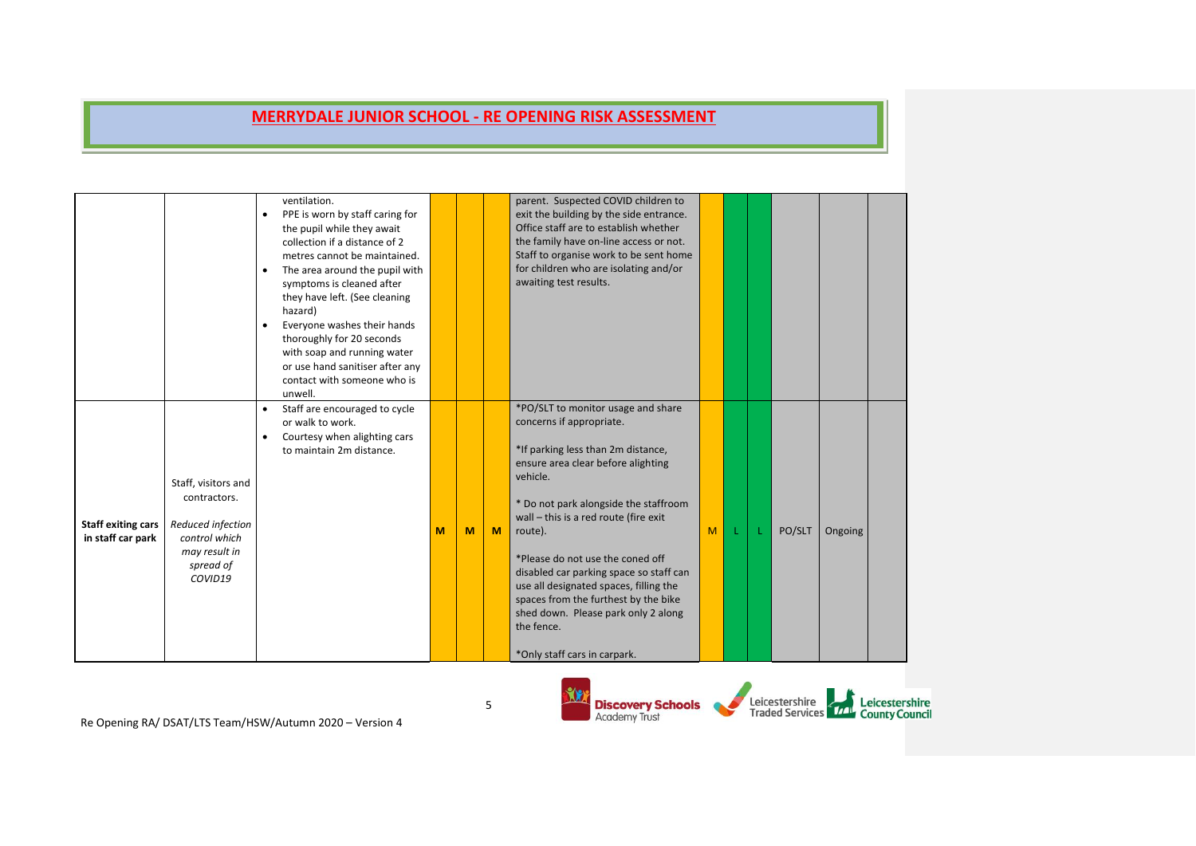# MERRYDALE JUNIOR SCHOOL - RE OPENING RISK ASSESSMENT

| | | | | | | | | | | | | |
|---|---|---|---|---|---|---|---|---|---|---|---|---|
| | | ventilation.<br>• PPE is worn by staff caring for the pupil while they await collection if a distance of 2 metres cannot be maintained.<br>• The area around the pupil with symptoms is cleaned after they have left. (See cleaning hazard)<br>• Everyone washes their hands thoroughly for 20 seconds with soap and running water or use hand sanitiser after any contact with someone who is unwell. | | | | parent. Suspected COVID children to exit the building by the side entrance. Office staff are to establish whether the family have on-line access or not. Staff to organise work to be sent home for children who are isolating and/or awaiting test results. | | | | | | |
| **Staff exiting cars in staff car park** | Staff, visitors and contractors.<br><br>*Reduced infection control which may result in spread of COVID19* | • Staff are encouraged to cycle or walk to work.<br>• Courtesy when alighting cars to maintain 2m distance. | M | M | M | *PO/SLT to monitor usage and share concerns if appropriate.<br><br>*If parking less than 2m distance, ensure area clear before alighting vehicle.<br><br>* Do not park alongside the staffroom wall – this is a red route (fire exit route).<br><br>*Please do not use the coned off disabled car parking space so staff can use all designated spaces, filling the spaces from the furthest by the bike shed down. Please park only 2 along the fence.<br><br>*Only staff cars in carpark. | M | L | L | PO/SLT | Ongoing | |

Re Opening RA/ DSAT/LTS Team/HSW/Autumn 2020 – Version 4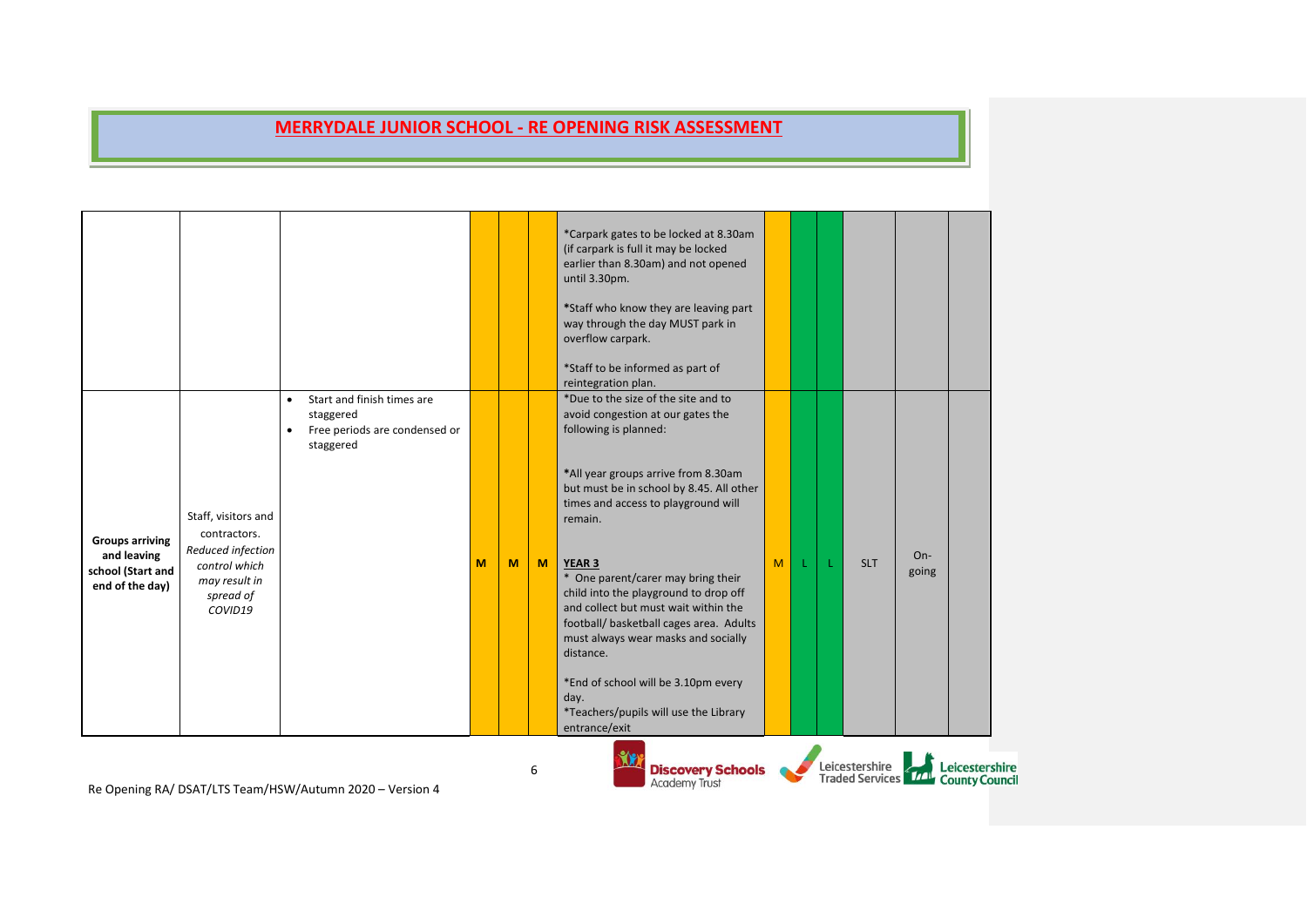# MERRYDALE JUNIOR SCHOOL - RE OPENING RISK ASSESSMENT

| | | | | | | | | | | | | |
|---|---|---|---|---|---|---|---|---|---|---|---|---|
| | | | | | | *Carpark gates to be locked at 8.30am (if carpark is full it may be locked earlier than 8.30am) and not opened until 3.30pm.<br><br>*Staff who know they are leaving part way through the day MUST park in overflow carpark.<br><br>*Staff to be informed as part of reintegration plan. | | | | | | |
| **Groups arriving and leaving school (Start and end of the day)** | Staff, visitors and contractors.<br>*Reduced infection control which may result in spread of COVID19* | • Start and finish times are staggered<br>• Free periods are condensed or staggered | **M** | **M** | **M** | *Due to the size of the site and to avoid congestion at our gates the following is planned:<br><br>*All year groups arrive from 8.30am but must be in school by 8.45. All other times and access to playground will remain.<br><br>**YEAR 3**<br>* One parent/carer may bring their child into the playground to drop off and collect but must wait within the football/ basketball cages area. Adults must always wear masks and socially distance.<br><br>*End of school will be 3.10pm every day.<br>*Teachers/pupils will use the Library entrance/exit | M | L | L | SLT | On-going | |

Re Opening RA/ DSAT/LTS Team/HSW/Autumn 2020 – Version 4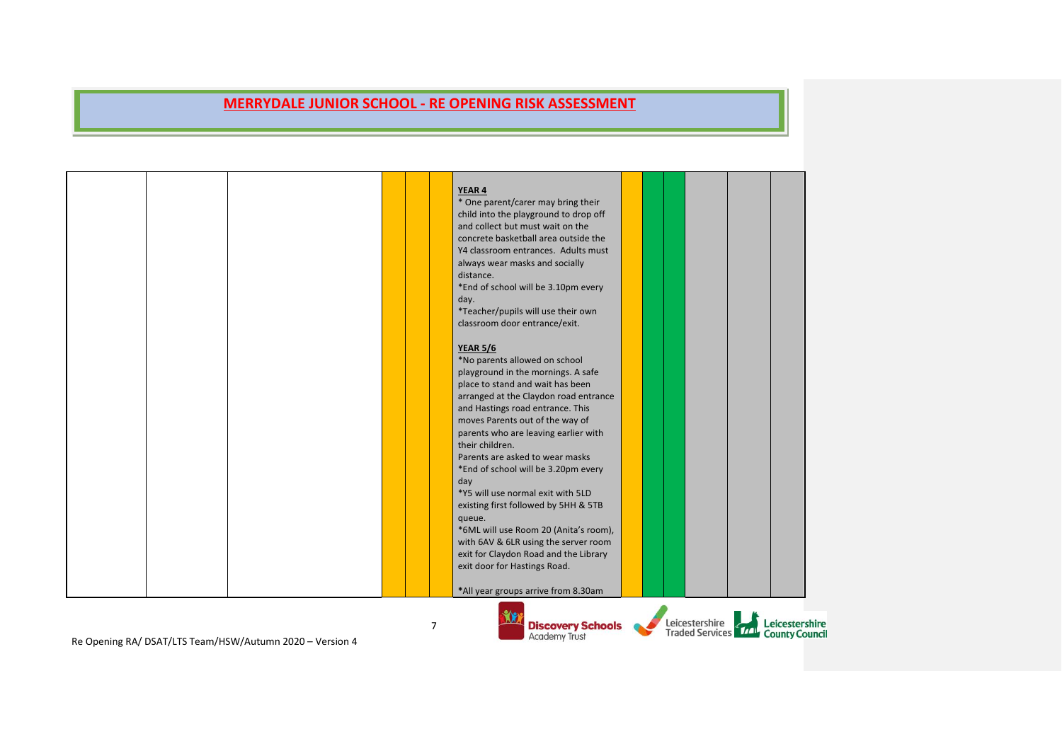# MERRYDALE JUNIOR SCHOOL - RE OPENING RISK ASSESSMENT

| | | | | | | | | | | | | |
|---|---|---|---|---|---|---|---|---|---|---|---|---|
| | | | | | | **YEAR 4**<br>* One parent/carer may bring their child into the playground to drop off and collect but must wait on the concrete basketball area outside the Y4 classroom entrances. Adults must always wear masks and socially distance.<br>*End of school will be 3.10pm every day.<br>*Teacher/pupils will use their own classroom door entrance/exit.<br><br>**YEAR 5/6**<br>*No parents allowed on school playground in the mornings. A safe place to stand and wait has been arranged at the Claydon road entrance and Hastings road entrance. This moves Parents out of the way of parents who are leaving earlier with their children.<br>Parents are asked to wear masks<br>*End of school will be 3.20pm every day<br>*Y5 will use normal exit with 5LD existing first followed by 5HH & 5TB queue.<br>*6ML will use Room 20 (Anita's room), with 6AV & 6LR using the server room exit for Claydon Road and the Library exit door for Hastings Road.<br><br>*All year groups arrive from 8.30am | | | | | | |

Re Opening RA/ DSAT/LTS Team/HSW/Autumn 2020 – Version 4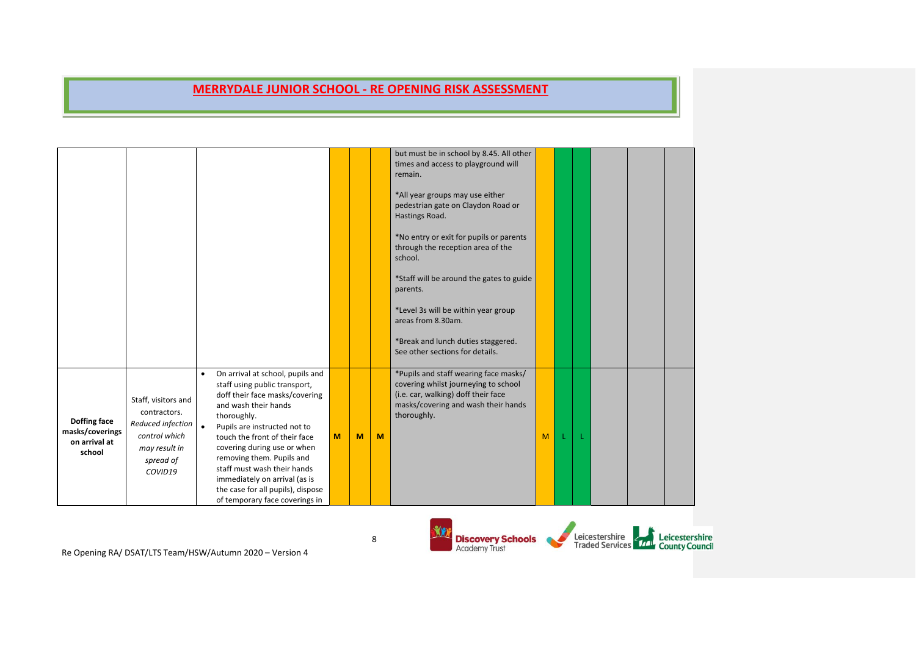# MERRYDALE JUNIOR SCHOOL - RE OPENING RISK ASSESSMENT

| | | | | | | | | | | | | |
|---|---|---|---|---|---|---|---|---|---|---|---|---|
| | | | | | | but must be in school by 8.45. All other times and access to playground will remain.<br><br>*All year groups may use either pedestrian gate on Claydon Road or Hastings Road.<br><br>*No entry or exit for pupils or parents through the reception area of the school.<br><br>*Staff will be around the gates to guide parents.<br><br>*Level 3s will be within year group areas from 8.30am.<br><br>*Break and lunch duties staggered. See other sections for details. | | | | | | |
| **Doffing face masks/coverings on arrival at school** | Staff, visitors and contractors.<br>*Reduced infection control which may result in spread of COVID19* | • On arrival at school, pupils and staff using public transport, doff their face masks/covering and wash their hands thoroughly.<br>• Pupils are instructed not to touch the front of their face covering during use or when removing them. Pupils and staff must wash their hands immediately on arrival (as is the case for all pupils), dispose of temporary face coverings in | M | M | M | *Pupils and staff wearing face masks/ covering whilst journeying to school (i.e. car, walking) doff their face masks/covering and wash their hands thoroughly. | M | L | L | | | |

Re Opening RA/ DSAT/LTS Team/HSW/Autumn 2020 – Version 4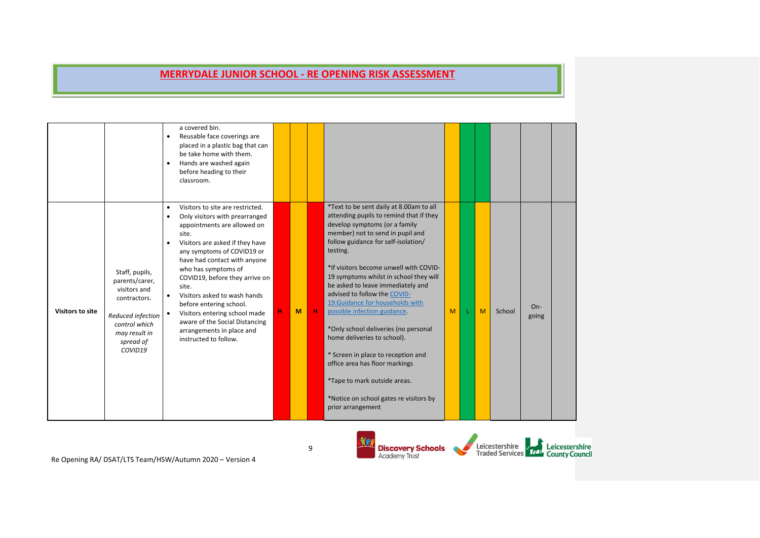# MERRYDALE JUNIOR SCHOOL - RE OPENING RISK ASSESSMENT

| | | | | | | | | | | | | |
|---|---|---|---|---|---|---|---|---|---|---|---|---|
| | | a covered bin.<br>• Reusable face coverings are placed in a plastic bag that can be take home with them.<br>• Hands are washed again before heading to their classroom. | | | | | | | | | | |
| **Visitors to site** | Staff, pupils, parents/carer, visitors and contractors.<br><br>*Reduced infection control which may result in spread of COVID19* | • Visitors to site are restricted.<br>• Only visitors with prearranged appointments are allowed on site.<br>• Visitors are asked if they have any symptoms of COVID19 or have had contact with anyone who has symptoms of COVID19, before they arrive on site.<br>• Visitors asked to wash hands before entering school.<br>• Visitors entering school made aware of the Social Distancing arrangements in place and instructed to follow. | H | M | H | *Text to be sent daily at 8.00am to all attending pupils to remind that if they develop symptoms (or a family member) not to send in pupil and follow guidance for self-isolation/ testing.<br><br>*If visitors become unwell with COVID-19 symptoms whilst in school they will be asked to leave immediately and advised to follow the [COVID-19:Guidance for households with possible infection guidance](#).<br><br>*Only school deliveries (no personal home deliveries to school).<br><br>* Screen in place to reception and office area has floor markings<br><br>*Tape to mark outside areas.<br><br>*Notice on school gates re visitors by prior arrangement | M | L | M | School | On-going | |

Re Opening RA/ DSAT/LTS Team/HSW/Autumn 2020 – Version 4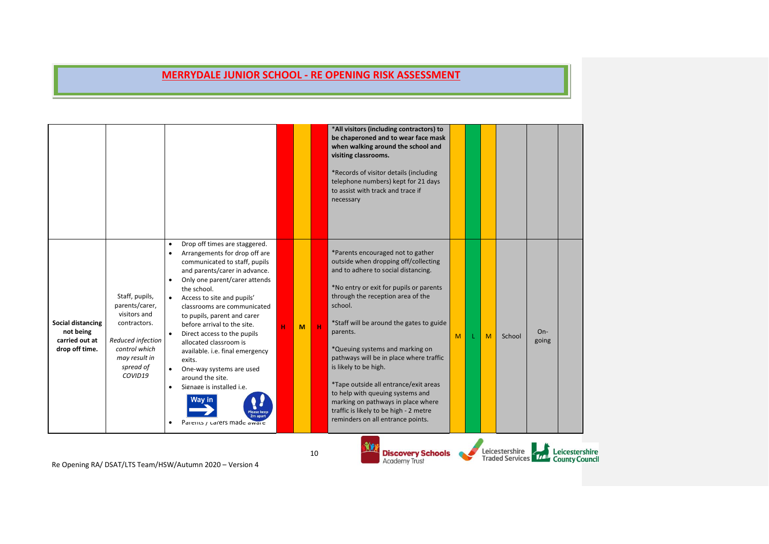# MERRYDALE JUNIOR SCHOOL - RE OPENING RISK ASSESSMENT

| | | | | | | | | | | | | |
|---|---|---|---|---|---|---|---|---|---|---|---|---|
| | | | | | | *All visitors (including contractors) to be chaperoned and to wear face mask when walking around the school and visiting classrooms.<br><br>*Records of visitor details (including telephone numbers) kept for 21 days to assist with track and trace if necessary | | | | | | |
| **Social distancing not being carried out at drop off time.** | Staff, pupils, parents/carer, visitors and contractors.<br><br>*Reduced infection control which may result in spread of COVID19* | • Drop off times are staggered.<br>• Arrangements for drop off are communicated to staff, pupils and parents/carer in advance.<br>• Only one parent/carer attends the school.<br>• Access to site and pupils' classrooms are communicated to pupils, parent and carer before arrival to the site.<br>• Direct access to the pupils allocated classroom is available. i.e. final emergency exits.<br>• One-way systems are used around the site.<br>• Signage is installed i.e. Way in / Please keep 2m apart<br>• Parents / carers made aware | H | M | H | *Parents encouraged not to gather outside when dropping off/collecting and to adhere to social distancing.<br><br>*No entry or exit for pupils or parents through the reception area of the school.<br><br>*Staff will be around the gates to guide parents.<br><br>*Queuing systems and marking on pathways will be in place where traffic is likely to be high.<br><br>*Tape outside all entrance/exit areas to help with queuing systems and marking on pathways in place where traffic is likely to be high - 2 metre reminders on all entrance points. | M | L | M | School | On-going | |

Re Opening RA/ DSAT/LTS Team/HSW/Autumn 2020 – Version 4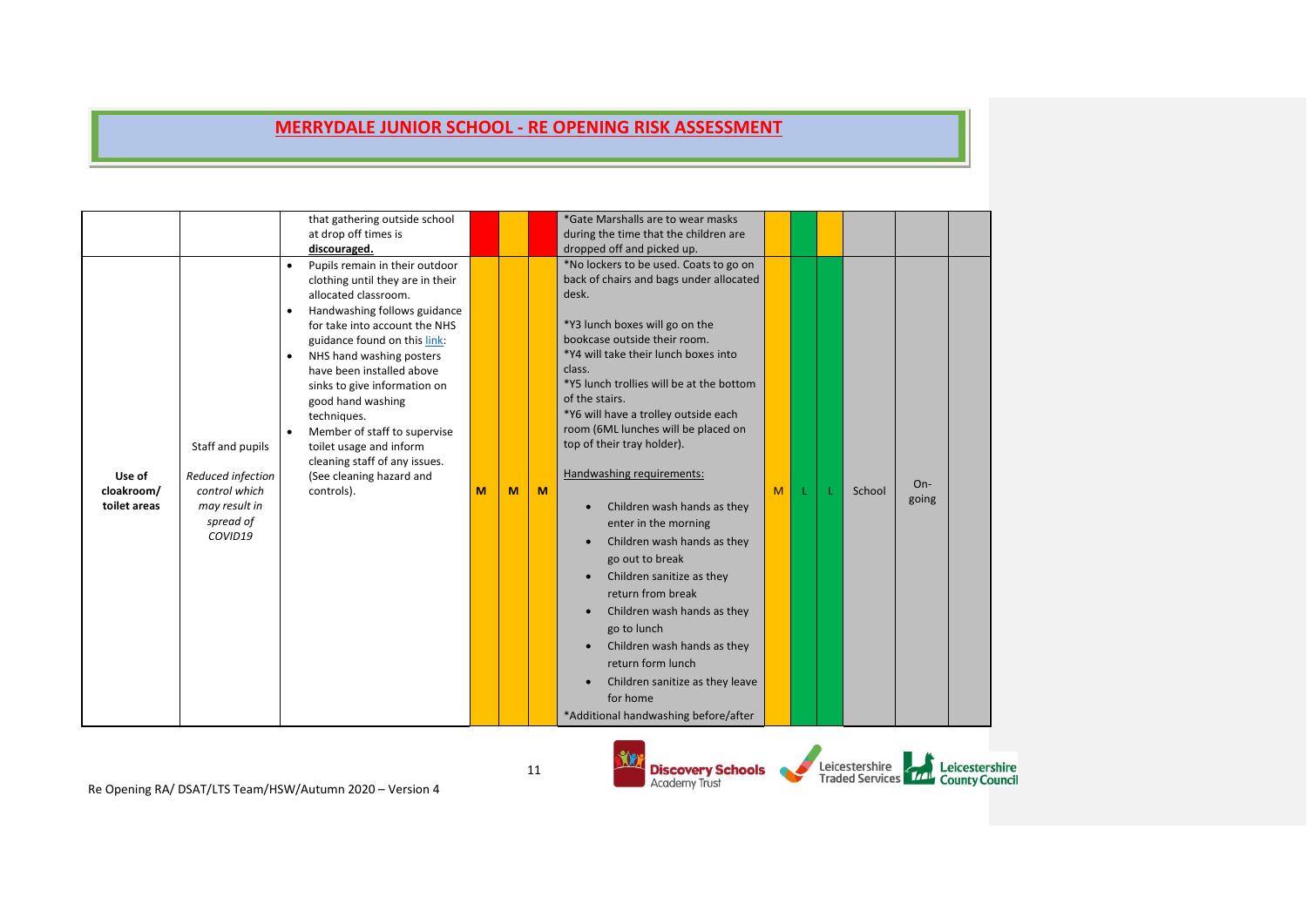# MERRYDALE JUNIOR SCHOOL - RE OPENING RISK ASSESSMENT

| | | | | | | | | | | | | |
|---|---|---|---|---|---|---|---|---|---|---|---|---|
| | | that gathering outside school at drop off times is **discouraged.** | | | | *Gate Marshalls are to wear masks during the time that the children are dropped off and picked up. | | | | | | |
| **Use of cloakroom/ toilet areas** | Staff and pupils<br><br>*Reduced infection control which may result in spread of COVID19* | • Pupils remain in their outdoor clothing until they are in their allocated classroom.<br>• Handwashing follows guidance for take into account the NHS guidance found on this link:<br>• NHS hand washing posters have been installed above sinks to give information on good hand washing techniques.<br>• Member of staff to supervise toilet usage and inform cleaning staff of any issues. (See cleaning hazard and controls). | **M** | **M** | **M** | *No lockers to be used. Coats to go on back of chairs and bags under allocated desk.<br><br>*Y3 lunch boxes will go on the bookcase outside their room.<br>*Y4 will take their lunch boxes into class.<br>*Y5 lunch trollies will be at the bottom of the stairs.<br>*Y6 will have a trolley outside each room (6ML lunches will be placed on top of their tray holder).<br><br>Handwashing requirements:<br><br>• Children wash hands as they enter in the morning<br>• Children wash hands as they go out to break<br>• Children sanitize as they return from break<br>• Children wash hands as they go to lunch<br>• Children wash hands as they return form lunch<br>• Children sanitize as they leave for home<br><br>*Additional handwashing before/after | M | L | L | School | On-going | |

Re Opening RA/ DSAT/LTS Team/HSW/Autumn 2020 – Version 4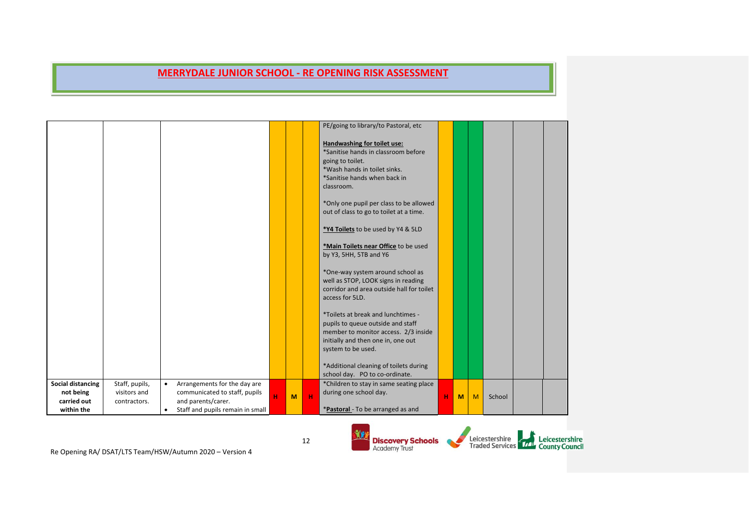# MERRYDALE JUNIOR SCHOOL - RE OPENING RISK ASSESSMENT

| | | | | | | | | | | | | |
|---|---|---|---|---|---|---|---|---|---|---|---|---|
| | | | | | | PE/going to library/to Pastoral, etc<br><br>**Handwashing for toilet use:**<br>*Sanitise hands in classroom before going to toilet.<br>*Wash hands in toilet sinks.<br>*Sanitise hands when back in classroom.<br><br>*Only one pupil per class to be allowed out of class to go to toilet at a time.<br><br>***Y4 Toilets** to be used by Y4 & 5LD<br><br>***Main Toilets near Office** to be used by Y3, 5HH, 5TB and Y6<br><br>*One-way system around school as well as STOP, LOOK signs in reading corridor and area outside hall for toilet access for 5LD.<br><br>*Toilets at break and lunchtimes - pupils to queue outside and staff member to monitor access. 2/3 inside initially and then one in, one out system to be used.<br><br>*Additional cleaning of toilets during school day. PO to co-ordinate. | | | | | | |
| **Social distancing not being carried out within the** | Staff, pupils, visitors and contractors. | • Arrangements for the day are communicated to staff, pupils and parents/carer.<br>• Staff and pupils remain in small | H | M | H | *Children to stay in same seating place during one school day.<br><br>***Pastoral** - To be arranged as and | H | M | M | School | | |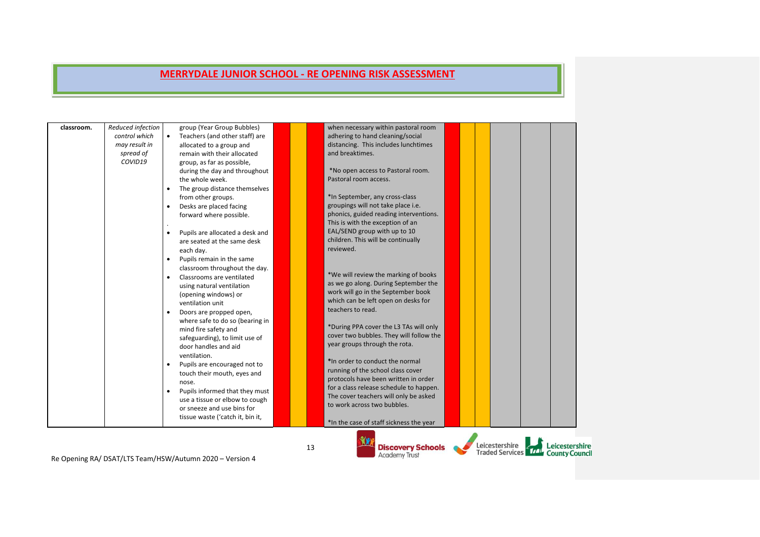# MERRYDALE JUNIOR SCHOOL - RE OPENING RISK ASSESSMENT

| | | | | | | | | | | | | |
|---|---|---|---|---|---|---|---|---|---|---|---|---|
| **classroom.** | *Reduced infection control which may result in spread of COVID19* | group (Year Group Bubbles)<br>• Teachers (and other staff) are allocated to a group and remain with their allocated group, as far as possible, during the day and throughout the whole week.<br>• The group distance themselves from other groups.<br>• Desks are placed facing forward where possible.<br>.<br>• Pupils are allocated a desk and are seated at the same desk each day.<br>• Pupils remain in the same classroom throughout the day.<br>• Classrooms are ventilated using natural ventilation (opening windows) or ventilation unit<br>• Doors are propped open, where safe to do so (bearing in mind fire safety and safeguarding), to limit use of door handles and aid ventilation.<br>• Pupils are encouraged not to touch their mouth, eyes and nose.<br>• Pupils informed that they must use a tissue or elbow to cough or sneeze and use bins for tissue waste ('catch it, bin it, | | | | when necessary within pastoral room adhering to hand cleaning/social distancing. This includes lunchtimes and breaktimes.<br><br>*No open access to Pastoral room. Pastoral room access.<br><br>*In September, any cross-class groupings will not take place i.e. phonics, guided reading interventions. This is with the exception of an EAL/SEND group with up to 10 children. This will be continually reviewed.<br><br>*We will review the marking of books as we go along. During September the work will go in the September book which can be left open on desks for teachers to read.<br><br>*During PPA cover the L3 TAs will only cover two bubbles. They will follow the year groups through the rota.<br><br>*In order to conduct the normal running of the school class cover protocols have been written in order for a class release schedule to happen. The cover teachers will only be asked to work across two bubbles.<br><br>*In the case of staff sickness the year | | | | | | |

Re Opening RA/ DSAT/LTS Team/HSW/Autumn 2020 – Version 4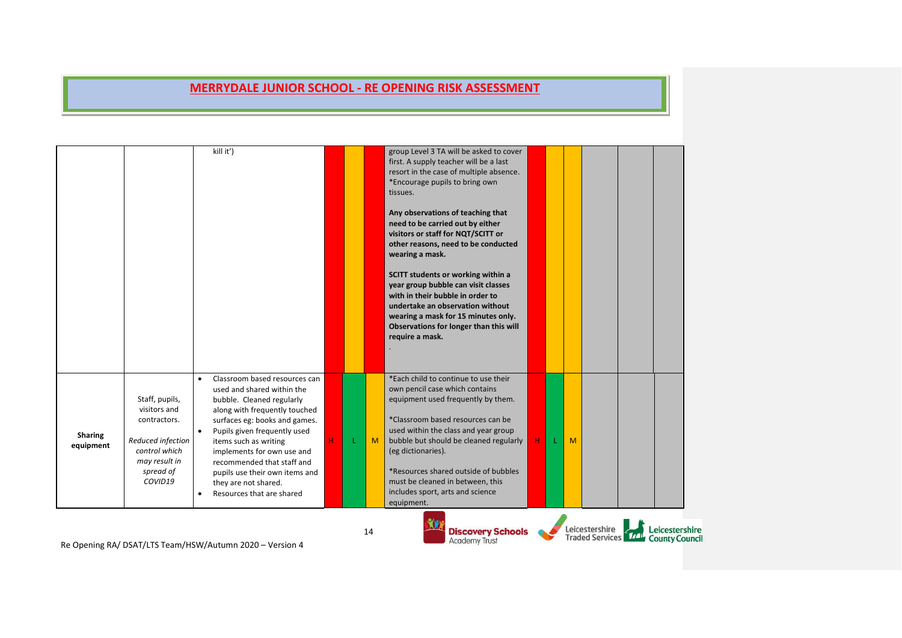# MERRYDALE JUNIOR SCHOOL - RE OPENING RISK ASSESSMENT

| | | | | | | | | | | | | |
|---|---|---|---|---|---|---|---|---|---|---|---|---|
| | | kill it') | | | | group Level 3 TA will be asked to cover first. A supply teacher will be a last resort in the case of multiple absence.<br>*Encourage pupils to bring own tissues.<br><br>**Any observations of teaching that need to be carried out by either visitors or staff for NQT/SCITT or other reasons, need to be conducted wearing a mask.**<br><br>**SCITT students or working within a year group bubble can visit classes with in their bubble in order to undertake an observation without wearing a mask for 15 minutes only. Observations for longer than this will require a mask.**<br>. | | | | | | |
| **Sharing equipment** | Staff, pupils, visitors and contractors.<br><br>*Reduced infection control which may result in spread of COVID19* | • Classroom based resources can used and shared within the bubble. Cleaned regularly along with frequently touched surfaces eg: books and games.<br>• Pupils given frequently used items such as writing implements for own use and recommended that staff and pupils use their own items and they are not shared.<br>• Resources that are shared | H | L | M | *Each child to continue to use their own pencil case which contains equipment used frequently by them.<br><br>*Classroom based resources can be used within the class and year group bubble but should be cleaned regularly (eg dictionaries).<br><br>*Resources shared outside of bubbles must be cleaned in between, this includes sport, arts and science equipment. | H | L | M | | | |

Re Opening RA/ DSAT/LTS Team/HSW/Autumn 2020 – Version 4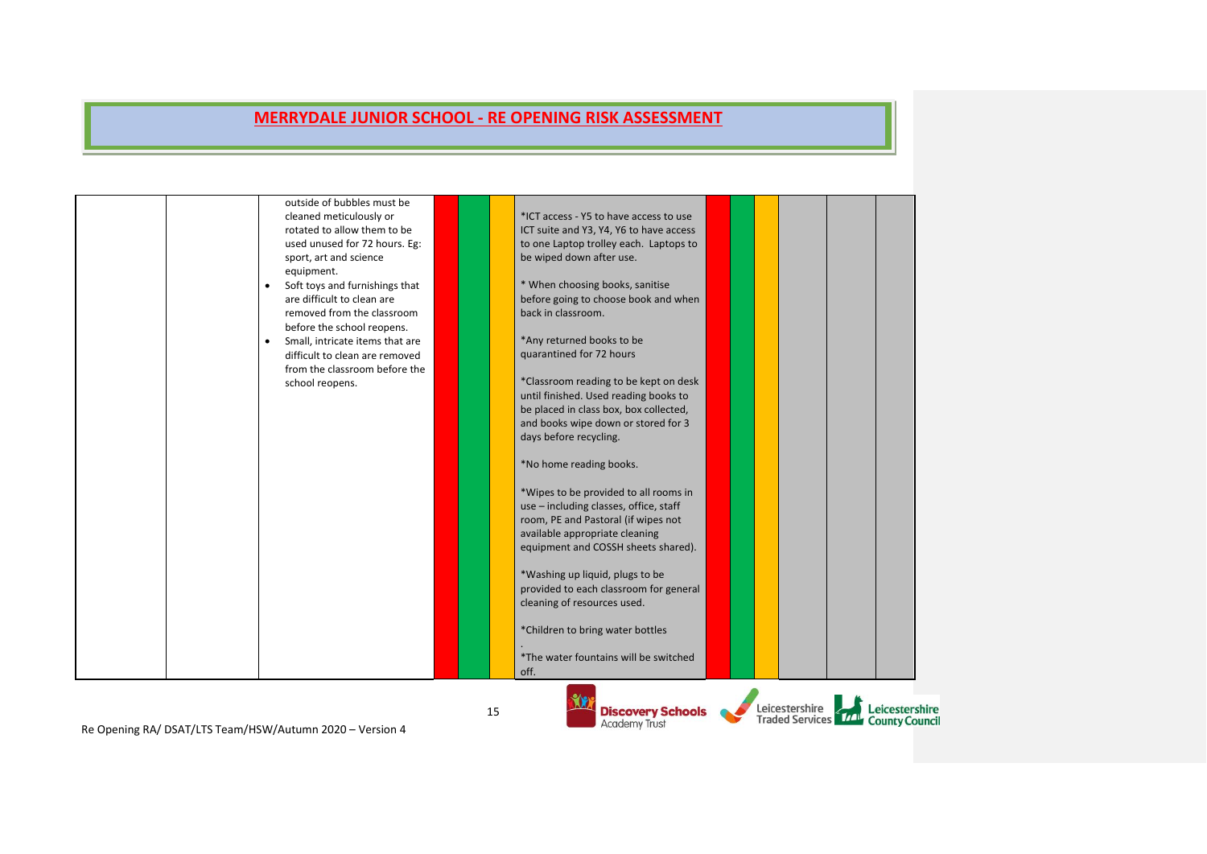# MERRYDALE JUNIOR SCHOOL - RE OPENING RISK ASSESSMENT

| | | | | | | | | | | | | |
|---|---|---|---|---|---|---|---|---|---|---|---|---|
| | | outside of bubbles must be cleaned meticulously or rotated to allow them to be used unused for 72 hours. Eg: sport, art and science equipment.<br>• Soft toys and furnishings that are difficult to clean are removed from the classroom before the school reopens.<br>• Small, intricate items that are difficult to clean are removed from the classroom before the school reopens. | | | | *ICT access - Y5 to have access to use ICT suite and Y3, Y4, Y6 to have access to one Laptop trolley each. Laptops to be wiped down after use.<br><br>* When choosing books, sanitise before going to choose book and when back in classroom.<br><br>*Any returned books to be quarantined for 72 hours<br><br>*Classroom reading to be kept on desk until finished. Used reading books to be placed in class box, box collected, and books wipe down or stored for 3 days before recycling.<br><br>*No home reading books.<br><br>*Wipes to be provided to all rooms in use – including classes, office, staff room, PE and Pastoral (if wipes not available appropriate cleaning equipment and COSSH sheets shared).<br><br>*Washing up liquid, plugs to be provided to each classroom for general cleaning of resources used.<br><br>*Children to bring water bottles<br><br>.<br>*The water fountains will be switched off. | | | | | | |

Re Opening RA/ DSAT/LTS Team/HSW/Autumn 2020 – Version 4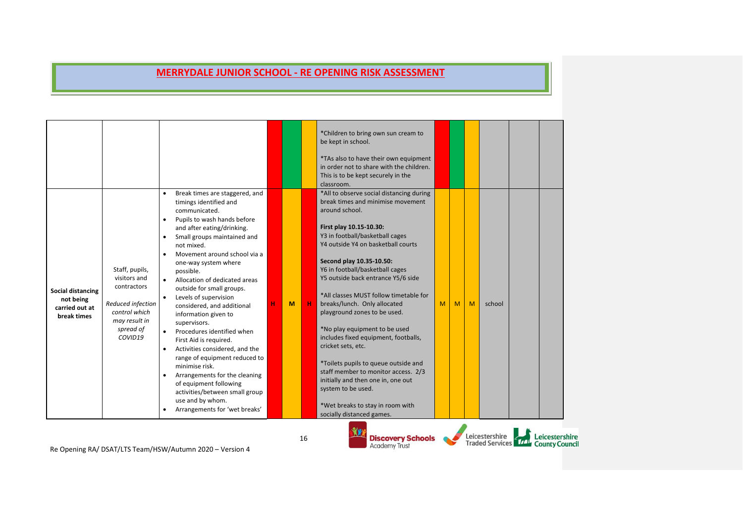# MERRYDALE JUNIOR SCHOOL - RE OPENING RISK ASSESSMENT

| | | | | | | | | | | | | |
|---|---|---|---|---|---|---|---|---|---|---|---|---|
| | | | | | | *Children to bring own sun cream to be kept in school.<br><br>*TAs also to have their own equipment in order not to share with the children. This is to be kept securely in the classroom. | | | | | | |
| **Social distancing not being carried out at break times** | Staff, pupils, visitors and contractors<br><br>*Reduced infection control which may result in spread of COVID19* | • Break times are staggered, and timings identified and communicated.<br>• Pupils to wash hands before and after eating/drinking.<br>• Small groups maintained and not mixed.<br>• Movement around school via a one-way system where possible.<br>• Allocation of dedicated areas outside for small groups.<br>• Levels of supervision considered, and additional information given to supervisors.<br>• Procedures identified when First Aid is required.<br>• Activities considered, and the range of equipment reduced to minimise risk.<br>• Arrangements for the cleaning of equipment following activities/between small group use and by whom.<br>• Arrangements for 'wet breaks' | H | M | H | *All to observe social distancing during break times and minimise movement around school.<br><br>**First play 10.15-10.30:**<br>Y3 in football/basketball cages<br>Y4 outside Y4 on basketball courts<br><br>**Second play 10.35-10.50:**<br>Y6 in football/basketball cages<br>Y5 outside back entrance Y5/6 side<br><br>*All classes MUST follow timetable for breaks/lunch. Only allocated playground zones to be used.<br><br>*No play equipment to be used includes fixed equipment, footballs, cricket sets, etc.<br><br>*Toilets pupils to queue outside and staff member to monitor access. 2/3 initially and then one in, one out system to be used.<br><br>*Wet breaks to stay in room with socially distanced games. | M | M | M | school | | |

Re Opening RA/ DSAT/LTS Team/HSW/Autumn 2020 – Version 4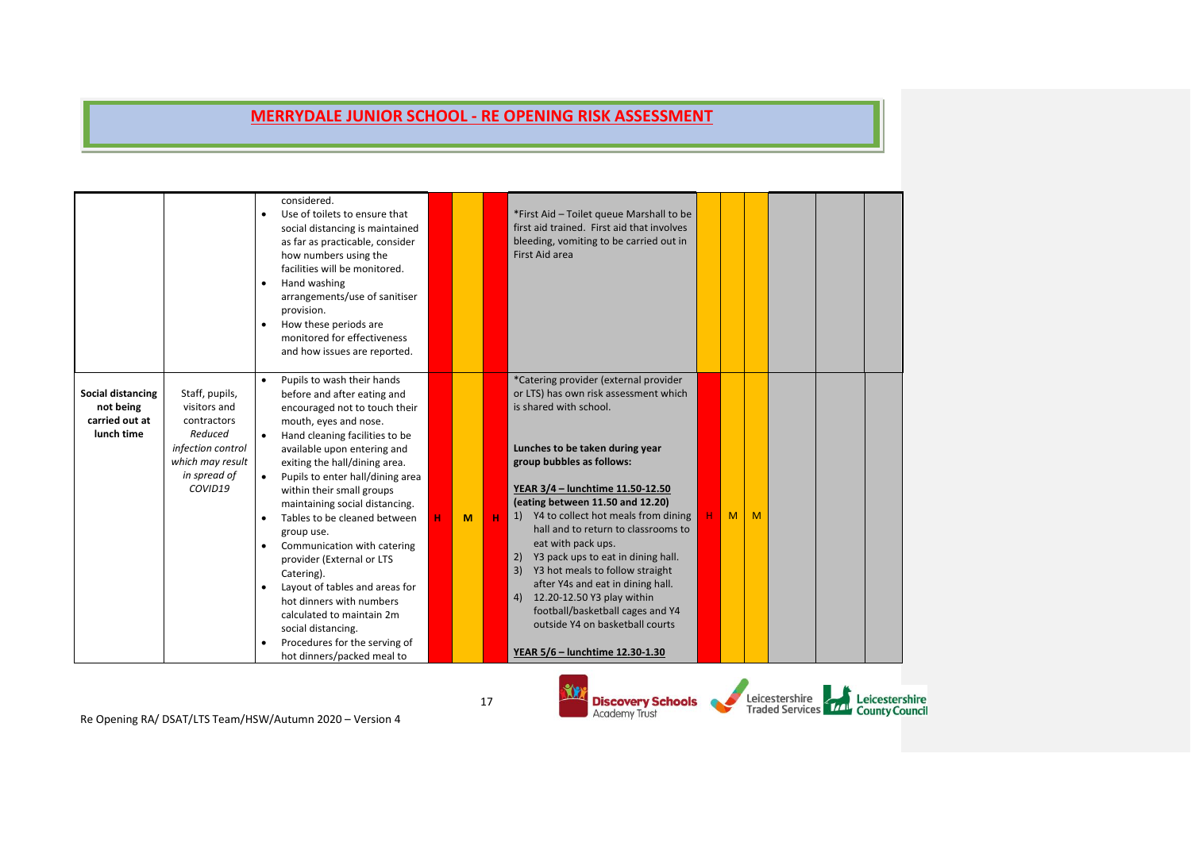# MERRYDALE JUNIOR SCHOOL - RE OPENING RISK ASSESSMENT

| | | | | | | | | | | | | |
|---|---|---|---|---|---|---|---|---|---|---|---|---|
| | | considered.<br>• Use of toilets to ensure that social distancing is maintained as far as practicable, consider how numbers using the facilities will be monitored.<br>• Hand washing arrangements/use of sanitiser provision.<br>• How these periods are monitored for effectiveness and how issues are reported. | | | | *First Aid – Toilet queue Marshall to be first aid trained. First aid that involves bleeding, vomiting to be carried out in First Aid area | | | | | | |
| **Social distancing not being carried out at lunch time** | Staff, pupils, visitors and contractors<br>*Reduced infection control which may result in spread of COVID19* | • Pupils to wash their hands before and after eating and encouraged not to touch their mouth, eyes and nose.<br>• Hand cleaning facilities to be available upon entering and exiting the hall/dining area.<br>• Pupils to enter hall/dining area within their small groups maintaining social distancing.<br>• Tables to be cleaned between group use.<br>• Communication with catering provider (External or LTS Catering).<br>• Layout of tables and areas for hot dinners with numbers calculated to maintain 2m social distancing.<br>• Procedures for the serving of hot dinners/packed meal to | H | M | H | *Catering provider (external provider or LTS) has own risk assessment which is shared with school.<br><br>**Lunches to be taken during year group bubbles as follows:**<br><br>**YEAR 3/4 – lunchtime 11.50-12.50 (eating between 11.50 and 12.20)**<br>1) Y4 to collect hot meals from dining hall and to return to classrooms to eat with pack ups.<br>2) Y3 pack ups to eat in dining hall.<br>3) Y3 hot meals to follow straight after Y4s and eat in dining hall.<br>4) 12.20-12.50 Y3 play within football/basketball cages and Y4 outside Y4 on basketball courts<br><br>**YEAR 5/6 – lunchtime 12.30-1.30** | H | M | M | | | |

Re Opening RA/ DSAT/LTS Team/HSW/Autumn 2020 – Version 4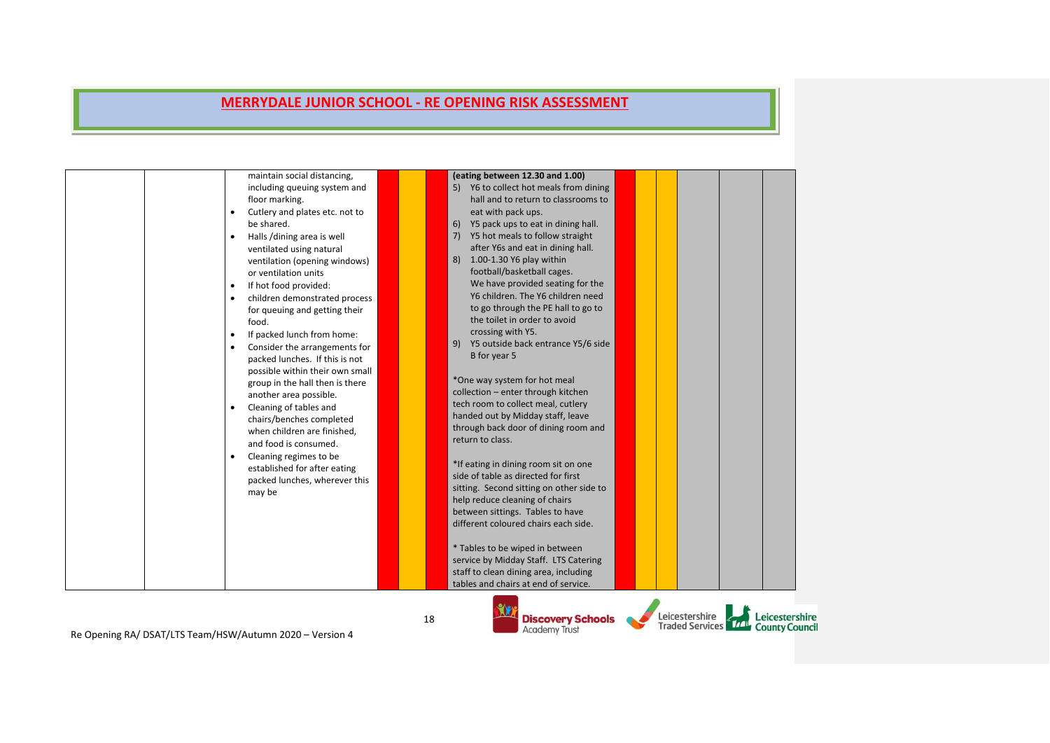# MERRYDALE JUNIOR SCHOOL - RE OPENING RISK ASSESSMENT

| | | | | | | | | | | | | |
|---|---|---|---|---|---|---|---|---|---|---|---|---|
| | | maintain social distancing, including queuing system and floor marking.<br>• Cutlery and plates etc. not to be shared.<br>• Halls /dining area is well ventilated using natural ventilation (opening windows) or ventilation units<br>• If hot food provided:<br>• children demonstrated process for queuing and getting their food.<br>• If packed lunch from home:<br>• Consider the arrangements for packed lunches. If this is not possible within their own small group in the hall then is there another area possible.<br>• Cleaning of tables and chairs/benches completed when children are finished, and food is consumed.<br>• Cleaning regimes to be established for after eating packed lunches, wherever this may be | | | | **(eating between 12.30 and 1.00)**<br>5) Y6 to collect hot meals from dining hall and to return to classrooms to eat with pack ups.<br>6) Y5 pack ups to eat in dining hall.<br>7) Y5 hot meals to follow straight after Y6s and eat in dining hall.<br>8) 1.00-1.30 Y6 play within football/basketball cages. We have provided seating for the Y6 children. The Y6 children need to go through the PE hall to go to the toilet in order to avoid crossing with Y5.<br>9) Y5 outside back entrance Y5/6 side B for year 5<br><br>*One way system for hot meal collection – enter through kitchen tech room to collect meal, cutlery handed out by Midday staff, leave through back door of dining room and return to class.<br><br>*If eating in dining room sit on one side of table as directed for first sitting. Second sitting on other side to help reduce cleaning of chairs between sittings. Tables to have different coloured chairs each side.<br><br>* Tables to be wiped in between service by Midday Staff. LTS Catering staff to clean dining area, including tables and chairs at end of service. | | | | | | |

Re Opening RA/ DSAT/LTS Team/HSW/Autumn 2020 – Version 4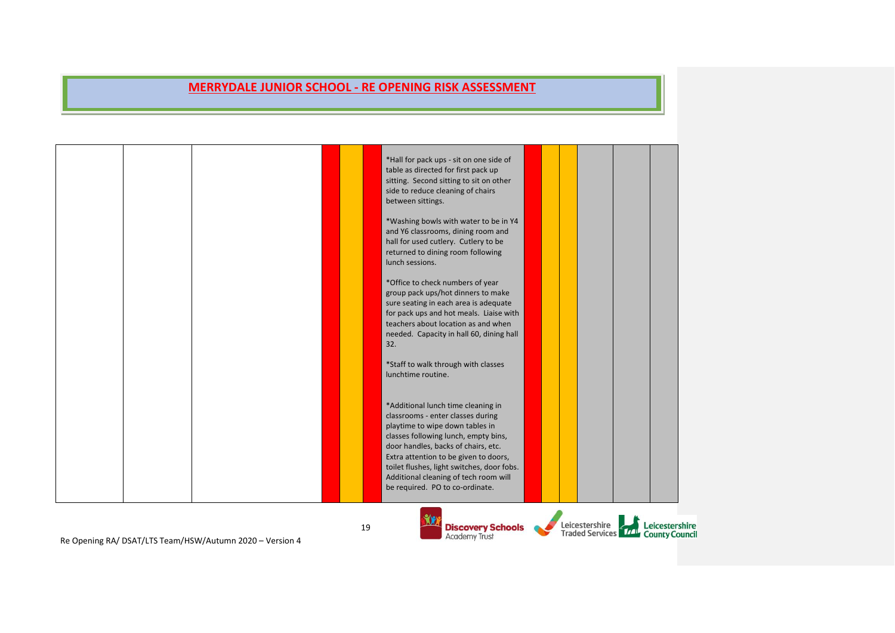# MERRYDALE JUNIOR SCHOOL - RE OPENING RISK ASSESSMENT

| | | | | | | | | | | | | |
|---|---|---|---|---|---|---|---|---|---|---|---|---|
| | | | | | | *Hall for pack ups - sit on one side of table as directed for first pack up sitting. Second sitting to sit on other side to reduce cleaning of chairs between sittings.<br><br>*Washing bowls with water to be in Y4 and Y6 classrooms, dining room and hall for used cutlery. Cutlery to be returned to dining room following lunch sessions.<br><br>*Office to check numbers of year group pack ups/hot dinners to make sure seating in each area is adequate for pack ups and hot meals. Liaise with teachers about location as and when needed. Capacity in hall 60, dining hall 32.<br><br>*Staff to walk through with classes lunchtime routine.<br><br>*Additional lunch time cleaning in classrooms - enter classes during playtime to wipe down tables in classes following lunch, empty bins, door handles, backs of chairs, etc. Extra attention to be given to doors, toilet flushes, light switches, door fobs. Additional cleaning of tech room will be required. PO to co-ordinate. | | | | | | |

Re Opening RA/ DSAT/LTS Team/HSW/Autumn 2020 – Version 4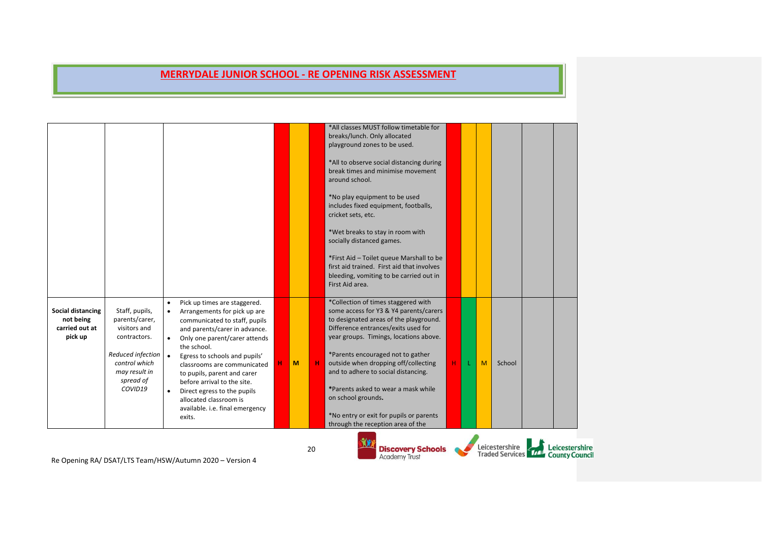## MERRYDALE JUNIOR SCHOOL - RE OPENING RISK ASSESSMENT

| | | | | | | | | | | | | |
|---|---|---|---|---|---|---|---|---|---|---|---|---|
| | | | | | | *All classes MUST follow timetable for breaks/lunch. Only allocated playground zones to be used.<br><br>*All to observe social distancing during break times and minimise movement around school.<br><br>*No play equipment to be used includes fixed equipment, footballs, cricket sets, etc.<br><br>*Wet breaks to stay in room with socially distanced games.<br><br>*First Aid – Toilet queue Marshall to be first aid trained. First aid that involves bleeding, vomiting to be carried out in First Aid area. | | | | | | |
| **Social distancing not being carried out at pick up** | Staff, pupils, parents/carer, visitors and contractors.<br><br>*Reduced infection control which may result in spread of COVID19* | • Pick up times are staggered.<br>• Arrangements for pick up are communicated to staff, pupils and parents/carer in advance.<br>• Only one parent/carer attends the school.<br>• Egress to schools and pupils' classrooms are communicated to pupils, parent and carer before arrival to the site.<br>• Direct egress to the pupils allocated classroom is available. i.e. final emergency exits. | H | M | H | *Collection of times staggered with some access for Y3 & Y4 parents/carers to designated areas of the playground. Difference entrances/exits used for year groups. Timings, locations above.<br><br>*Parents encouraged not to gather outside when dropping off/collecting and to adhere to social distancing.<br><br>*Parents asked to wear a mask while on school grounds.<br><br>*No entry or exit for pupils or parents through the reception area of the | H | L | M | School | | |

Re Opening RA/ DSAT/LTS Team/HSW/Autumn 2020 – Version 4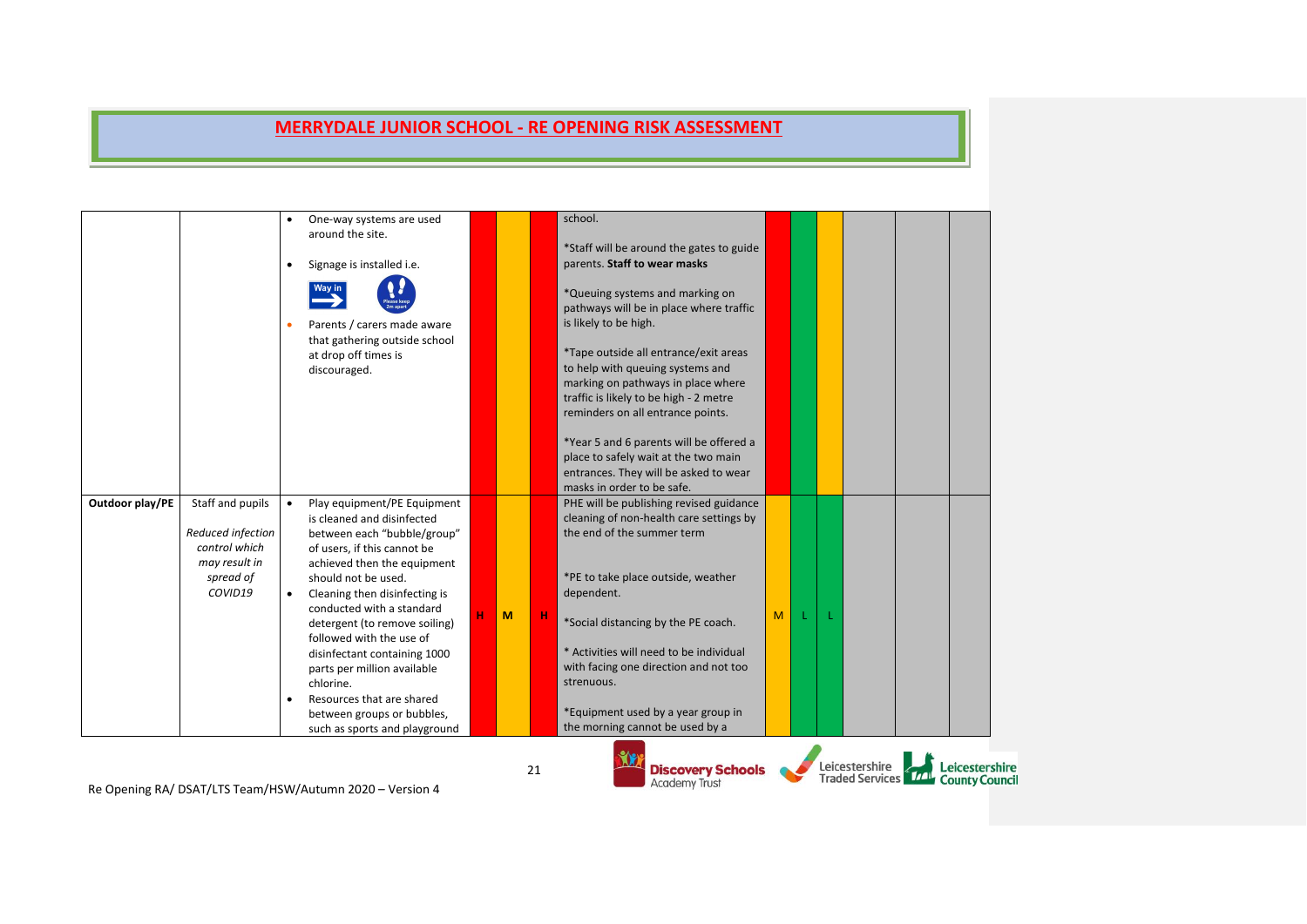# MERRYDALE JUNIOR SCHOOL - RE OPENING RISK ASSESSMENT

| | | | | | | | | | | | | |
|---|---|---|---|---|---|---|---|---|---|---|---|---|
| | | • One-way systems are used around the site.<br>• Signage is installed i.e.<br>Way in / Please keep 2m apart<br>• Parents / carers made aware that gathering outside school at drop off times is discouraged. | | | | school.<br><br>*Staff will be around the gates to guide parents. **Staff to wear masks**<br><br>*Queuing systems and marking on pathways will be in place where traffic is likely to be high.<br><br>*Tape outside all entrance/exit areas to help with queuing systems and marking on pathways in place where traffic is likely to be high - 2 metre reminders on all entrance points.<br><br>*Year 5 and 6 parents will be offered a place to safely wait at the two main entrances. They will be asked to wear masks in order to be safe. | | | | | | |
| **Outdoor play/PE** | Staff and pupils<br><br>*Reduced infection control which may result in spread of COVID19* | • Play equipment/PE Equipment is cleaned and disinfected between each "bubble/group" of users, if this cannot be achieved then the equipment should not be used.<br>• Cleaning then disinfecting is conducted with a standard detergent (to remove soiling) followed with the use of disinfectant containing 1000 parts per million available chlorine.<br>• Resources that are shared between groups or bubbles, such as sports and playground | H | M | H | PHE will be publishing revised guidance cleaning of non-health care settings by the end of the summer term<br><br>*PE to take place outside, weather dependent.<br><br>*Social distancing by the PE coach.<br><br>* Activities will need to be individual with facing one direction and not too strenuous.<br><br>*Equipment used by a year group in the morning cannot be used by a | M | L | L | | | |

Re Opening RA/ DSAT/LTS Team/HSW/Autumn 2020 – Version 4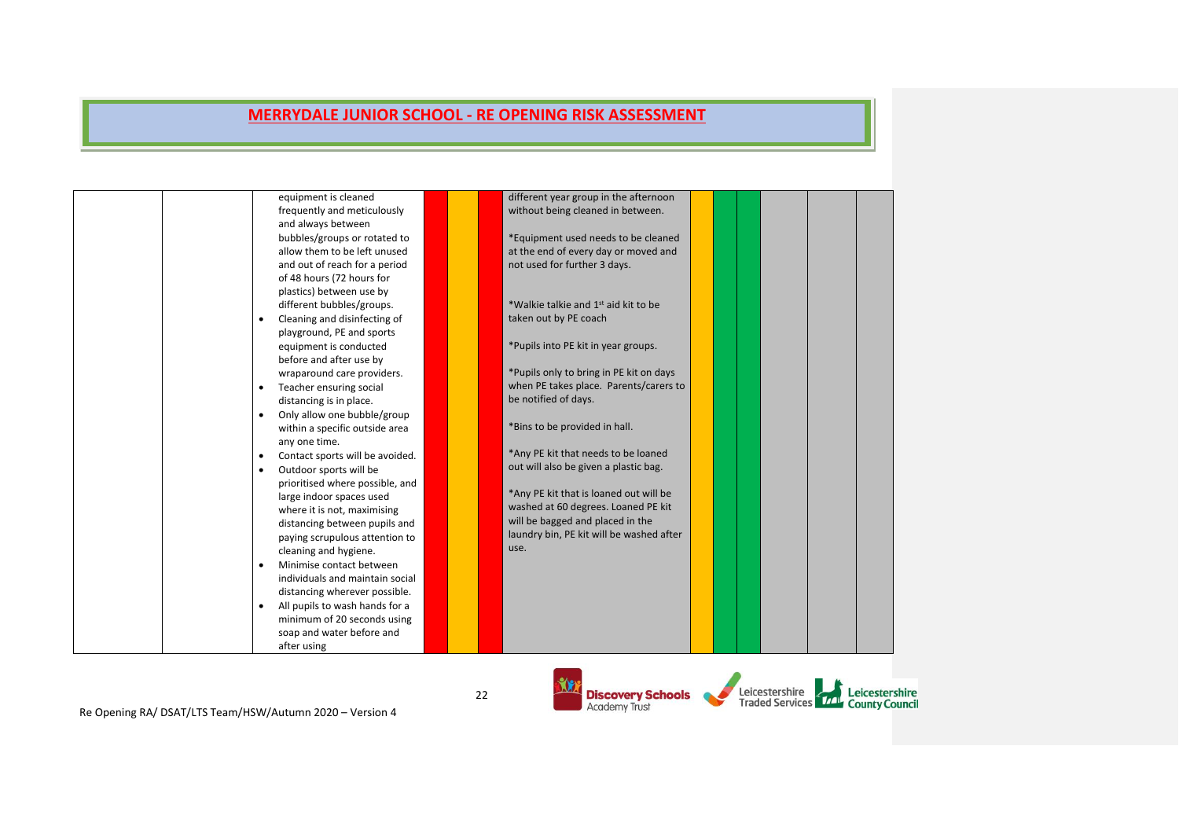# MERRYDALE JUNIOR SCHOOL - RE OPENING RISK ASSESSMENT

| | | | | | | | | | | | | |
|---|---|---|---|---|---|---|---|---|---|---|---|---|
| | | equipment is cleaned frequently and meticulously and always between bubbles/groups or rotated to allow them to be left unused and out of reach for a period of 48 hours (72 hours for plastics) between use by different bubbles/groups.<br>• Cleaning and disinfecting of playground, PE and sports equipment is conducted before and after use by wraparound care providers.<br>• Teacher ensuring social distancing is in place.<br>• Only allow one bubble/group within a specific outside area any one time.<br>• Contact sports will be avoided.<br>• Outdoor sports will be prioritised where possible, and large indoor spaces used where it is not, maximising distancing between pupils and paying scrupulous attention to cleaning and hygiene.<br>• Minimise contact between individuals and maintain social distancing wherever possible.<br>• All pupils to wash hands for a minimum of 20 seconds using soap and water before and after using | | | | different year group in the afternoon without being cleaned in between.<br><br>*Equipment used needs to be cleaned at the end of every day or moved and not used for further 3 days.<br><br>*Walkie talkie and 1st aid kit to be taken out by PE coach<br><br>*Pupils into PE kit in year groups.<br><br>*Pupils only to bring in PE kit on days when PE takes place. Parents/carers to be notified of days.<br><br>*Bins to be provided in hall.<br><br>*Any PE kit that needs to be loaned out will also be given a plastic bag.<br><br>*Any PE kit that is loaned out will be washed at 60 degrees. Loaned PE kit will be bagged and placed in the laundry bin, PE kit will be washed after use. | | | | | | |

Re Opening RA/ DSAT/LTS Team/HSW/Autumn 2020 – Version 4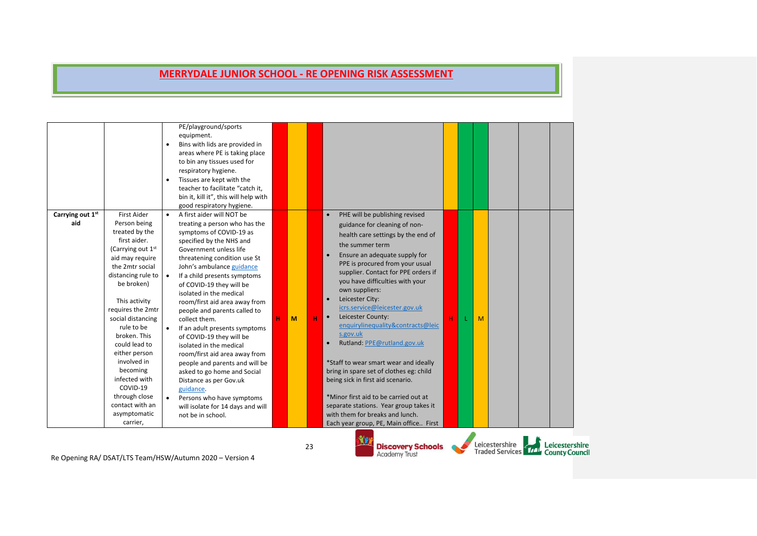# MERRYDALE JUNIOR SCHOOL - RE OPENING RISK ASSESSMENT

| | | | | | | | | | | | | |
|---|---|---|---|---|---|---|---|---|---|---|---|---|
| | | PE/playground/sports equipment.<br>• Bins with lids are provided in areas where PE is taking place to bin any tissues used for respiratory hygiene.<br>• Tissues are kept with the teacher to facilitate "catch it, bin it, kill it", this will help with good respiratory hygiene. | | | | | | | | | | |
| **Carrying out 1st aid** | First Aider<br>Person being treated by the first aider.<br>(Carrying out 1st aid may require the 2mtr social distancing rule to be broken)<br><br>This activity requires the 2mtr social distancing rule to be broken. This could lead to either person involved in becoming infected with COVID-19 through close contact with an asymptomatic carrier, | • A first aider will NOT be treating a person who has the symptoms of COVID-19 as specified by the NHS and Government unless life threatening condition use St John's ambulance guidance<br>• If a child presents symptoms of COVID-19 they will be isolated in the medical room/first aid area away from people and parents called to collect them.<br>• If an adult presents symptoms of COVID-19 they will be isolated in the medical room/first aid area away from people and parents and will be asked to go home and Social Distance as per Gov.uk guidance.<br>• Persons who have symptoms will isolate for 14 days and will not be in school. | H | M | H | • PHE will be publishing revised guidance for cleaning of non-health care settings by the end of the summer term<br>• Ensure an adequate supply for PPE is procured from your usual supplier. Contact for PPE orders if you have difficulties with your own suppliers:<br>• Leicester City: icrs.service@leicester.gov.uk<br>• Leicester County: enquirylinequality&contracts@leics.gov.uk<br>• Rutland: PPE@rutland.gov.uk<br><br>*Staff to wear smart wear and ideally bring in spare set of clothes eg: child being sick in first aid scenario.<br><br>*Minor first aid to be carried out at separate stations. Year group takes it with them for breaks and lunch.<br>Each year group, PE, Main office.. First | H | L | M | | | |

Re Opening RA/ DSAT/LTS Team/HSW/Autumn 2020 – Version 4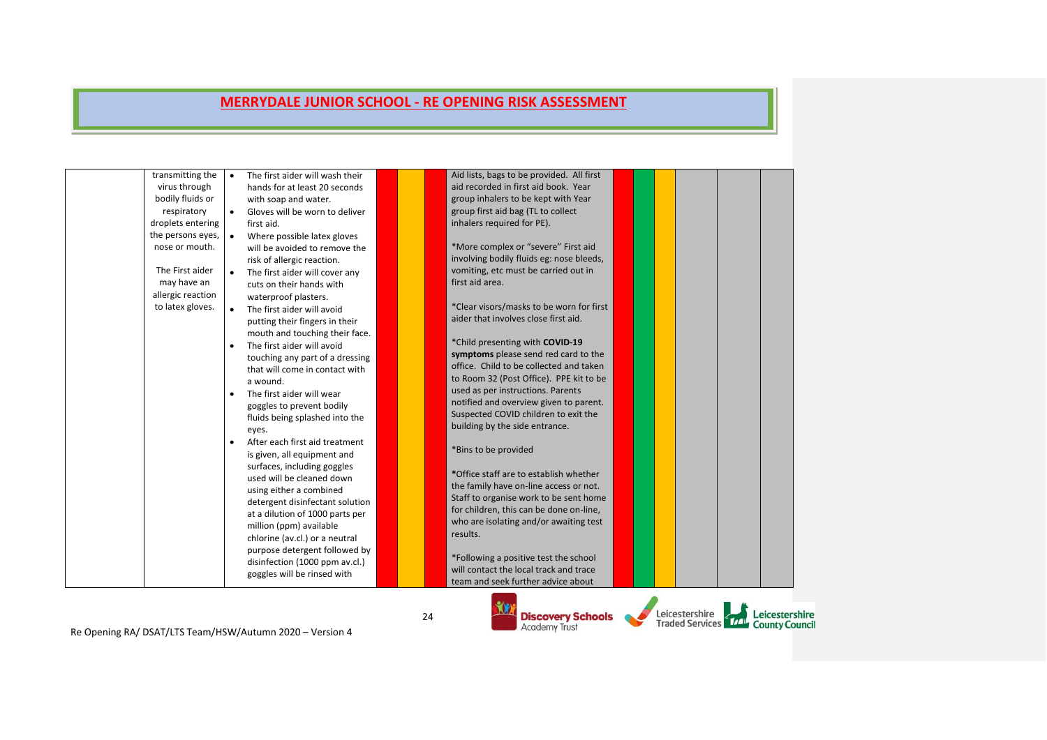# MERRYDALE JUNIOR SCHOOL - RE OPENING RISK ASSESSMENT

| | | | | | | | | | | | | | |
|---|---|---|---|---|---|---|---|---|---|---|---|---|---|
| | transmitting the virus through bodily fluids or respiratory droplets entering the persons eyes, nose or mouth.<br><br>The First aider may have an allergic reaction to latex gloves. | • The first aider will wash their hands for at least 20 seconds with soap and water.<br>• Gloves will be worn to deliver first aid.<br>• Where possible latex gloves will be avoided to remove the risk of allergic reaction.<br>• The first aider will cover any cuts on their hands with waterproof plasters.<br>• The first aider will avoid putting their fingers in their mouth and touching their face.<br>• The first aider will avoid touching any part of a dressing that will come in contact with a wound.<br>• The first aider will wear goggles to prevent bodily fluids being splashed into the eyes.<br>• After each first aid treatment is given, all equipment and surfaces, including goggles used will be cleaned down using either a combined detergent disinfectant solution at a dilution of 1000 parts per million (ppm) available chlorine (av.cl.) or a neutral purpose detergent followed by disinfection (1000 ppm av.cl.) goggles will be rinsed with | | | | Aid lists, bags to be provided. All first aid recorded in first aid book. Year group inhalers to be kept with Year group first aid bag (TL to collect inhalers required for PE).<br><br>*More complex or "severe" First aid involving bodily fluids eg: nose bleeds, vomiting, etc must be carried out in first aid area.<br><br>*Clear visors/masks to be worn for first aider that involves close first aid.<br><br>*Child presenting with **COVID-19 symptoms** please send red card to the office. Child to be collected and taken to Room 32 (Post Office). PPE kit to be used as per instructions. Parents notified and overview given to parent. Suspected COVID children to exit the building by the side entrance.<br><br>*Bins to be provided<br><br>*Office staff are to establish whether the family have on-line access or not. Staff to organise work to be sent home for children, this can be done on-line, who are isolating and/or awaiting test results.<br><br>*Following a positive test the school will contact the local track and trace team and seek further advice about | | | | | | |

Re Opening RA/ DSAT/LTS Team/HSW/Autumn 2020 – Version 4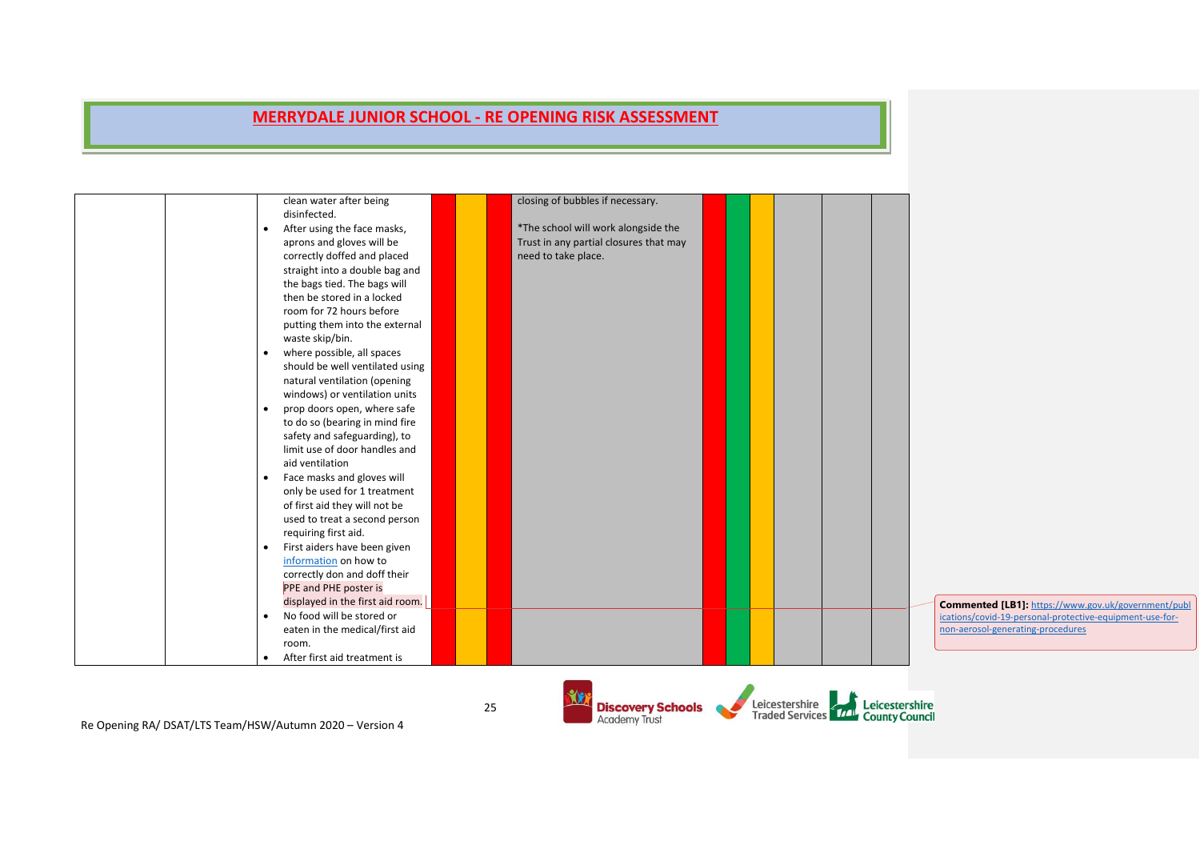# MERRYDALE JUNIOR SCHOOL - RE OPENING RISK ASSESSMENT

| | | | | | | | | | | | | | |
|---|---|---|---|---|---|---|---|---|---|---|---|---|---|
| | | clean water after being disinfected.<br>• After using the face masks, aprons and gloves will be correctly doffed and placed straight into a double bag and the bags tied. The bags will then be stored in a locked room for 72 hours before putting them into the external waste skip/bin.<br>• where possible, all spaces should be well ventilated using natural ventilation (opening windows) or ventilation units<br>• prop doors open, where safe to do so (bearing in mind fire safety and safeguarding), to limit use of door handles and aid ventilation<br>• Face masks and gloves will only be used for 1 treatment of first aid they will not be used to treat a second person requiring first aid.<br>• First aiders have been given [information](https://www.gov.uk/government/publications/covid-19-personal-protective-equipment-use-for-non-aerosol-generating-procedures) on how to correctly don and doff their PPE and PHE poster is displayed in the first aid room.<br>• No food will be stored or eaten in the medical/first aid room.<br>• After first aid treatment is | | | | closing of bubbles if necessary.<br><br>*The school will work alongside the Trust in any partial closures that may need to take place. | | | | | | |

**Commented [LB1]:** https://www.gov.uk/government/publications/covid-19-personal-protective-equipment-use-for-non-aerosol-generating-procedures

Re Opening RA/ DSAT/LTS Team/HSW/Autumn 2020 – Version 4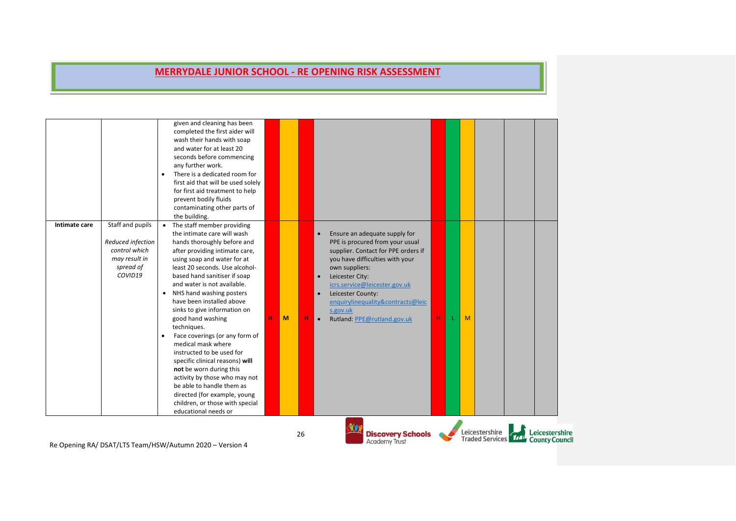# MERRYDALE JUNIOR SCHOOL - RE OPENING RISK ASSESSMENT

| | | | | | | | | | | | | |
|---|---|---|---|---|---|---|---|---|---|---|---|---|
| | | given and cleaning has been completed the first aider will wash their hands with soap and water for at least 20 seconds before commencing any further work.<br>• There is a dedicated room for first aid that will be used solely for first aid treatment to help prevent bodily fluids contaminating other parts of the building. | | | | | | | | | | |
| **Intimate care** | Staff and pupils<br><br>*Reduced infection control which may result in spread of COVID19* | • The staff member providing the intimate care will wash hands thoroughly before and after providing intimate care, using soap and water for at least 20 seconds. Use alcohol-based hand sanitiser if soap and water is not available.<br>• NHS hand washing posters have been installed above sinks to give information on good hand washing techniques.<br>• Face coverings (or any form of medical mask where instructed to be used for specific clinical reasons) **will not** be worn during this activity by those who may not be able to handle them as directed (for example, young children, or those with special educational needs or | H | M | H | • Ensure an adequate supply for PPE is procured from your usual supplier. Contact for PPE orders if you have difficulties with your own suppliers:<br>• Leicester City: icrs.service@leicester.gov.uk<br>• Leicester County: enquirylinequality&contracts@leics.gov.uk<br>• Rutland: PPE@rutland.gov.uk | H | L | M | | | |

Re Opening RA/ DSAT/LTS Team/HSW/Autumn 2020 – Version 4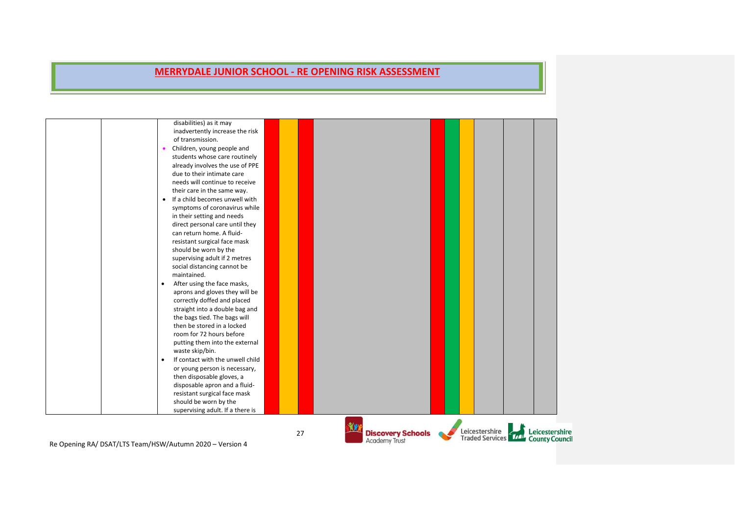# MERRYDALE JUNIOR SCHOOL - RE OPENING RISK ASSESSMENT

| | | | | | | | | | | | | |
|---|---|---|---|---|---|---|---|---|---|---|---|---|
| | | disabilities) as it may inadvertently increase the risk of transmission.<br>• Children, young people and students whose care routinely already involves the use of PPE due to their intimate care needs will continue to receive their care in the same way.<br>• If a child becomes unwell with symptoms of coronavirus while in their setting and needs direct personal care until they can return home. A fluid-resistant surgical face mask should be worn by the supervising adult if 2 metres social distancing cannot be maintained.<br>• After using the face masks, aprons and gloves they will be correctly doffed and placed straight into a double bag and the bags tied. The bags will then be stored in a locked room for 72 hours before putting them into the external waste skip/bin.<br>• If contact with the unwell child or young person is necessary, then disposable gloves, a disposable apron and a fluid-resistant surgical face mask should be worn by the supervising adult. If a there is | | | | | | | | | | |

Re Opening RA/ DSAT/LTS Team/HSW/Autumn 2020 – Version 4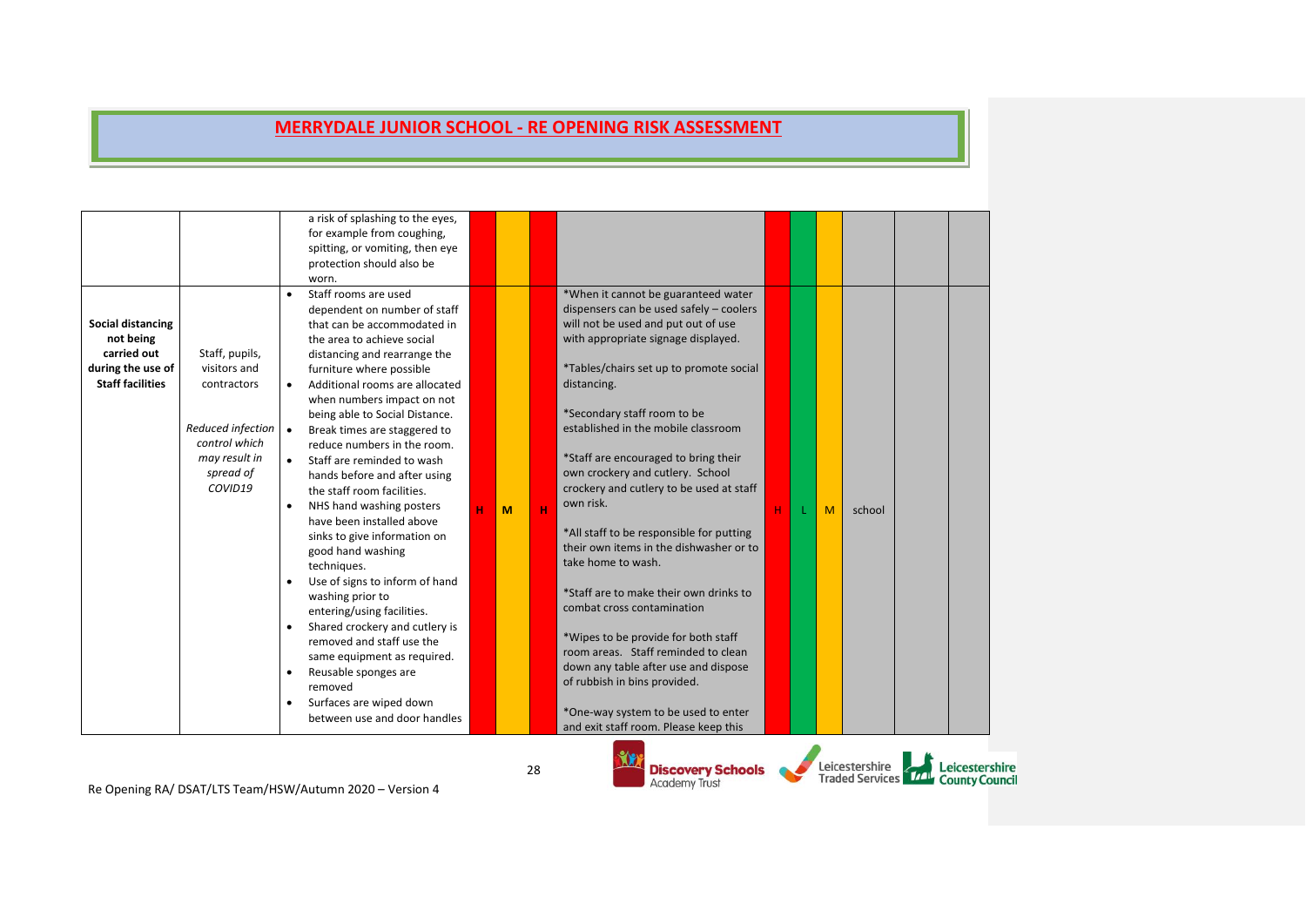# MERRYDALE JUNIOR SCHOOL - RE OPENING RISK ASSESSMENT

| | | | | | | | | | | | | |
|---|---|---|---|---|---|---|---|---|---|---|---|---|
| | | a risk of splashing to the eyes, for example from coughing, spitting, or vomiting, then eye protection should also be worn. | | | | | | | | | | |
| **Social distancing not being carried out during the use of Staff facilities** | Staff, pupils, visitors and contractors<br><br>*Reduced infection control which may result in spread of COVID19* | • Staff rooms are used dependent on number of staff that can be accommodated in the area to achieve social distancing and rearrange the furniture where possible<br>• Additional rooms are allocated when numbers impact on not being able to Social Distance.<br>• Break times are staggered to reduce numbers in the room.<br>• Staff are reminded to wash hands before and after using the staff room facilities.<br>• NHS hand washing posters have been installed above sinks to give information on good hand washing techniques.<br>• Use of signs to inform of hand washing prior to entering/using facilities.<br>• Shared crockery and cutlery is removed and staff use the same equipment as required.<br>• Reusable sponges are removed<br>• Surfaces are wiped down between use and door handles | H | M | H | *When it cannot be guaranteed water dispensers can be used safely – coolers will not be used and put out of use with appropriate signage displayed.<br><br>*Tables/chairs set up to promote social distancing.<br><br>*Secondary staff room to be established in the mobile classroom<br><br>*Staff are encouraged to bring their own crockery and cutlery. School crockery and cutlery to be used at staff own risk.<br><br>*All staff to be responsible for putting their own items in the dishwasher or to take home to wash.<br><br>*Staff are to make their own drinks to combat cross contamination<br><br>*Wipes to be provide for both staff room areas. Staff reminded to clean down any table after use and dispose of rubbish in bins provided.<br><br>*One-way system to be used to enter and exit staff room. Please keep this | H | L | M | school | | |

Re Opening RA/ DSAT/LTS Team/HSW/Autumn 2020 – Version 4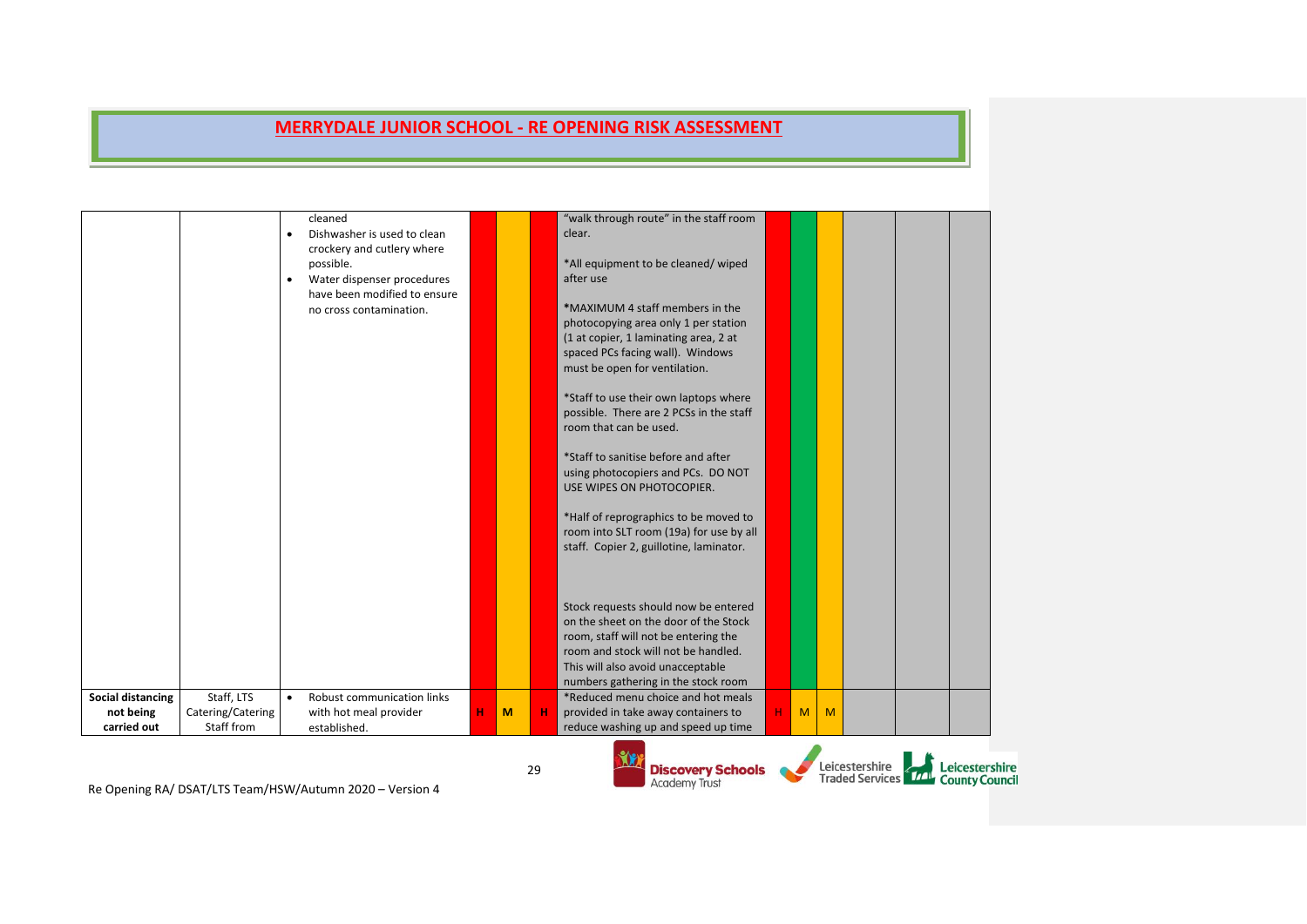# MERRYDALE JUNIOR SCHOOL - RE OPENING RISK ASSESSMENT

| | | | | | | | | | | | | |
|---|---|---|---|---|---|---|---|---|---|---|---|---|
| | | cleaned<br>• Dishwasher is used to clean crockery and cutlery where possible.<br>• Water dispenser procedures have been modified to ensure no cross contamination. | | | | "walk through route" in the staff room clear.<br><br>*All equipment to be cleaned/ wiped after use<br><br>*MAXIMUM 4 staff members in the photocopying area only 1 per station (1 at copier, 1 laminating area, 2 at spaced PCs facing wall). Windows must be open for ventilation.<br><br>*Staff to use their own laptops where possible. There are 2 PCSs in the staff room that can be used.<br><br>*Staff to sanitise before and after using photocopiers and PCs. DO NOT USE WIPES ON PHOTOCOPIER.<br><br>*Half of reprographics to be moved to room into SLT room (19a) for use by all staff. Copier 2, guillotine, laminator.<br><br>Stock requests should now be entered on the sheet on the door of the Stock room, staff will not be entering the room and stock will not be handled. This will also avoid unacceptable numbers gathering in the stock room | | | | | | |
| **Social distancing not being carried out** | Staff, LTS Catering/Catering Staff from | • Robust communication links with hot meal provider established. | H | M | H | *Reduced menu choice and hot meals provided in take away containers to reduce washing up and speed up time | H | M | M | | | |

Re Opening RA/ DSAT/LTS Team/HSW/Autumn 2020 – Version 4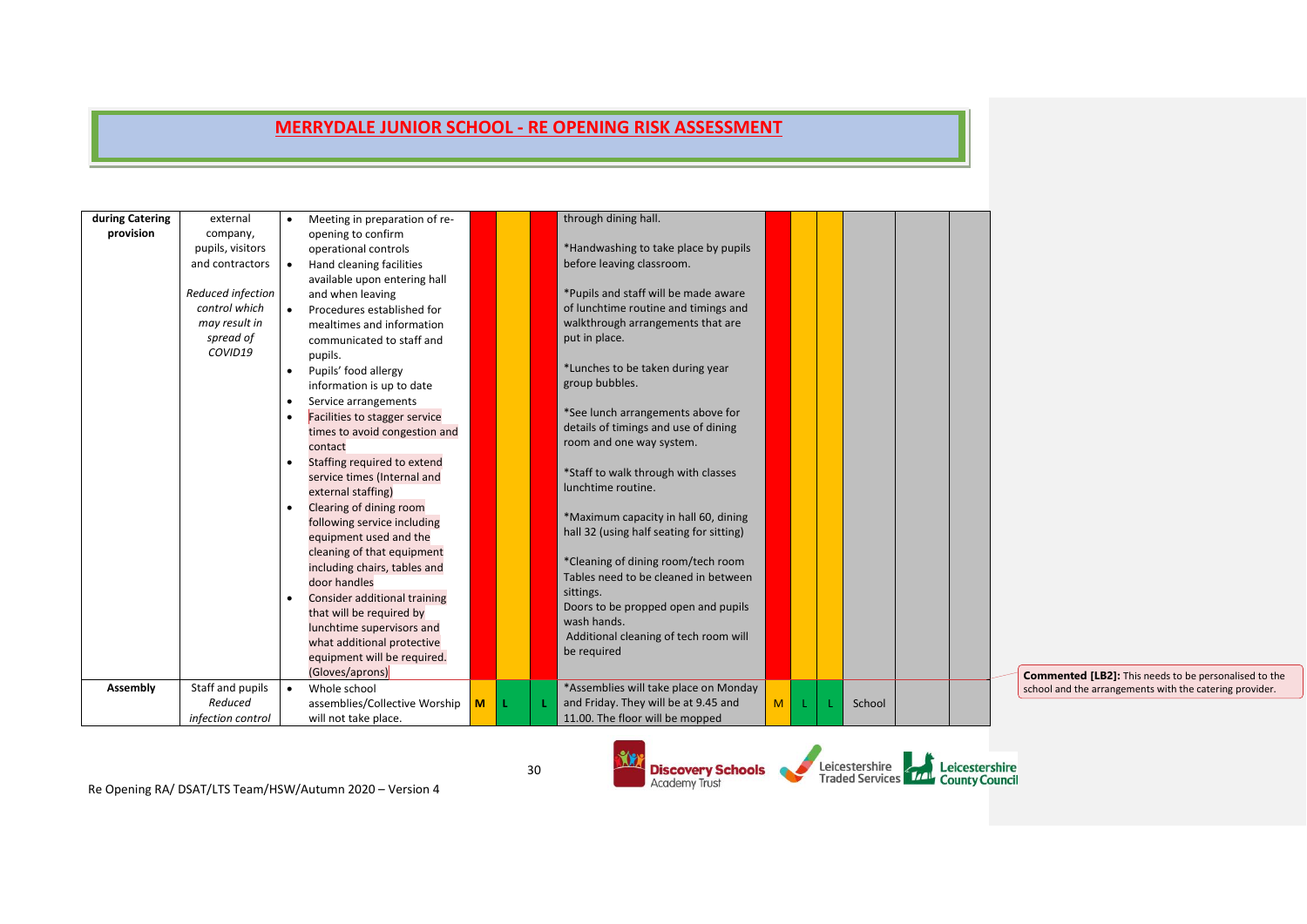# MERRYDALE JUNIOR SCHOOL - RE OPENING RISK ASSESSMENT

| | | | | | | | | | | | | |
|---|---|---|---|---|---|---|---|---|---|---|---|---|
| **during Catering provision** | external company, pupils, visitors and contractors<br><br>*Reduced infection control which may result in spread of COVID19* | • Meeting in preparation of re-opening to confirm operational controls<br>• Hand cleaning facilities available upon entering hall and when leaving<br>• Procedures established for mealtimes and information communicated to staff and pupils.<br>• Pupils' food allergy information is up to date<br>• Service arrangements<br>• Facilities to stagger service times to avoid congestion and contact<br>• Staffing required to extend service times (Internal and external staffing)<br>• Clearing of dining room following service including equipment used and the cleaning of that equipment including chairs, tables and door handles<br>• Consider additional training that will be required by lunchtime supervisors and what additional protective equipment will be required. (Gloves/aprons) | | | | through dining hall.<br><br>*Handwashing to take place by pupils before leaving classroom.<br><br>*Pupils and staff will be made aware of lunchtime routine and timings and walkthrough arrangements that are put in place.<br><br>*Lunches to be taken during year group bubbles.<br><br>*See lunch arrangements above for details of timings and use of dining room and one way system.<br><br>*Staff to walk through with classes lunchtime routine.<br><br>*Maximum capacity in hall 60, dining hall 32 (using half seating for sitting)<br><br>*Cleaning of dining room/tech room Tables need to be cleaned in between sittings.<br>Doors to be propped open and pupils wash hands.<br>Additional cleaning of tech room will be required | | | | | | |
| **Assembly** | Staff and pupils<br>*Reduced infection control* | • Whole school assemblies/Collective Worship will not take place. | M | L | L | *Assemblies will take place on Monday and Friday. They will be at 9.45 and 11.00. The floor will be mopped | M | L | L | School | | |

**Commented [LB2]:** This needs to be personalised to the school and the arrangements with the catering provider.

Re Opening RA/ DSAT/LTS Team/HSW/Autumn 2020 – Version 4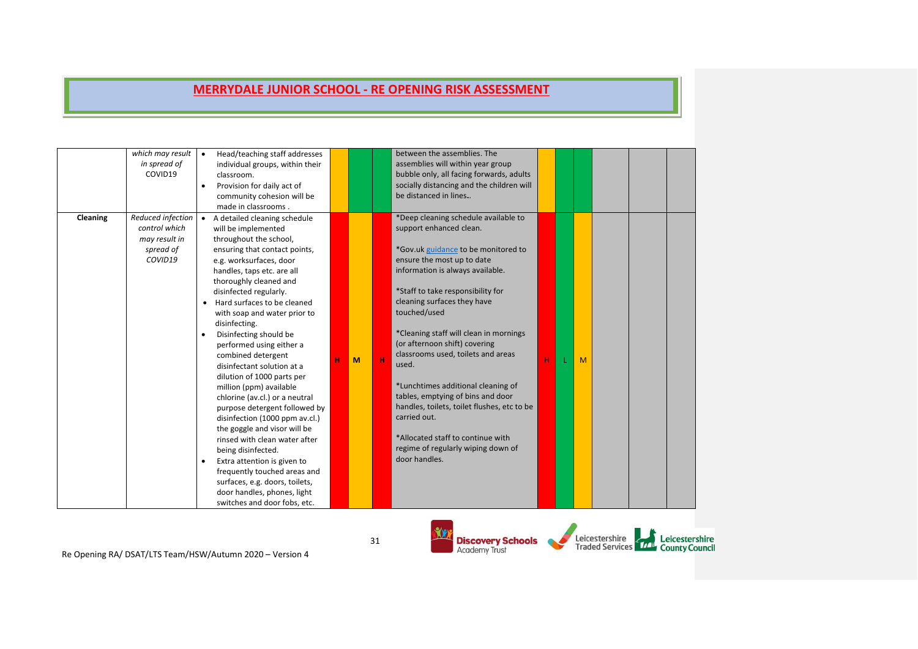# MERRYDALE JUNIOR SCHOOL - RE OPENING RISK ASSESSMENT

| | | | | | | | | | | | | |
|---|---|---|---|---|---|---|---|---|---|---|---|---|
| | *which may result in spread of* COVID19 | • Head/teaching staff addresses individual groups, within their classroom.<br>• Provision for daily act of community cohesion will be made in classrooms . | | | | between the assemblies. The assemblies will within year group bubble only, all facing forwards, adults socially distancing and the children will be distanced in lines.. | | | | | | |
| **Cleaning** | *Reduced infection control which may result in spread of COVID19* | • A detailed cleaning schedule will be implemented throughout the school, ensuring that contact points, e.g. worksurfaces, door handles, taps etc. are all thoroughly cleaned and disinfected regularly.<br>• Hard surfaces to be cleaned with soap and water prior to disinfecting.<br>• Disinfecting should be performed using either a combined detergent disinfectant solution at a dilution of 1000 parts per million (ppm) available chlorine (av.cl.) or a neutral purpose detergent followed by disinfection (1000 ppm av.cl.) the goggle and visor will be rinsed with clean water after being disinfected.<br>• Extra attention is given to frequently touched areas and surfaces, e.g. doors, toilets, door handles, phones, light switches and door fobs, etc. | H | M | H | *Deep cleaning schedule available to support enhanced clean.<br><br>*Gov.uk guidance to be monitored to ensure the most up to date information is always available.<br><br>*Staff to take responsibility for cleaning surfaces they have touched/used<br><br>*Cleaning staff will clean in mornings (or afternoon shift) covering classrooms used, toilets and areas used.<br><br>*Lunchtimes additional cleaning of tables, emptying of bins and door handles, toilets, toilet flushes, etc to be carried out.<br><br>*Allocated staff to continue with regime of regularly wiping down of door handles. | H | L | M | | | |

Re Opening RA/ DSAT/LTS Team/HSW/Autumn 2020 – Version 4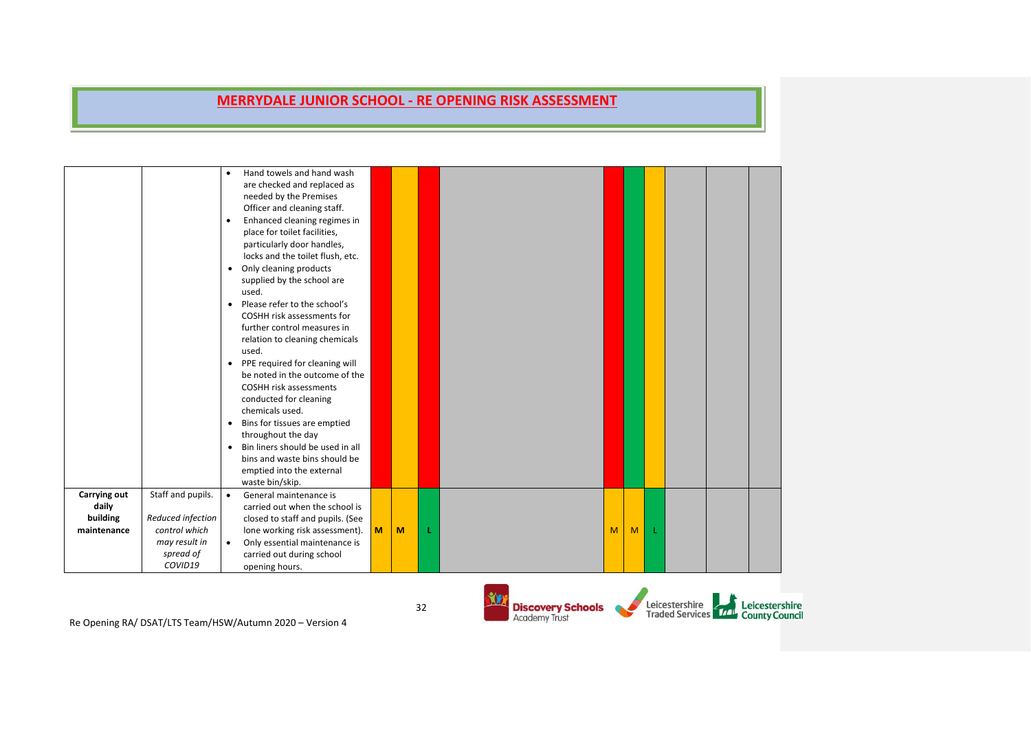# MERRYDALE JUNIOR SCHOOL - RE OPENING RISK ASSESSMENT

| | | | | | | | | | | | | | |
|---|---|---|---|---|---|---|---|---|---|---|---|---|---|
| | | • Hand towels and hand wash are checked and replaced as needed by the Premises Officer and cleaning staff.<br>• Enhanced cleaning regimes in place for toilet facilities, particularly door handles, locks and the toilet flush, etc.<br>• Only cleaning products supplied by the school are used.<br>• Please refer to the school's COSHH risk assessments for further control measures in relation to cleaning chemicals used.<br>• PPE required for cleaning will be noted in the outcome of the COSHH risk assessments conducted for cleaning chemicals used.<br>• Bins for tissues are emptied throughout the day<br>• Bin liners should be used in all bins and waste bins should be emptied into the external waste bin/skip. | | | | | | | | | | | |
| **Carrying out daily building maintenance** | Staff and pupils.<br>*Reduced infection control which may result in spread of COVID19* | • General maintenance is carried out when the school is closed to staff and pupils. (See lone working risk assessment).<br>• Only essential maintenance is carried out during school opening hours. | **M** | **M** | **L** | | M | M | L | | | | |

Re Opening RA/ DSAT/LTS Team/HSW/Autumn 2020 – Version 4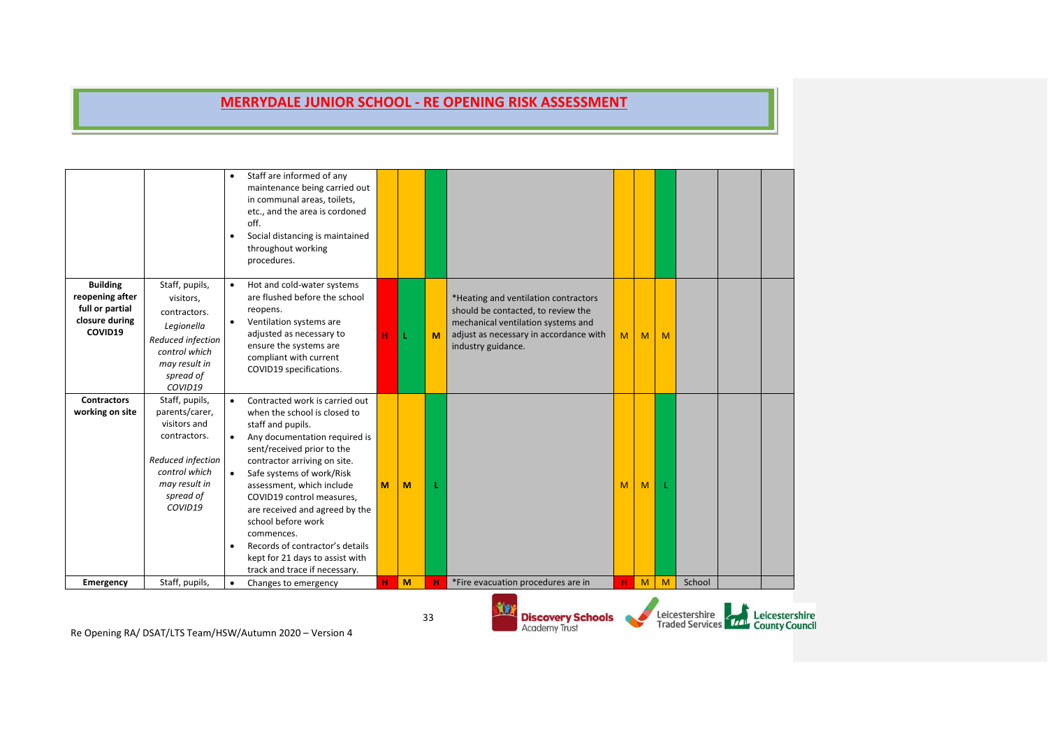# MERRYDALE JUNIOR SCHOOL - RE OPENING RISK ASSESSMENT

| | | | | | | | | | | | | |
|---|---|---|---|---|---|---|---|---|---|---|---|---|
| | | • Staff are informed of any maintenance being carried out in communal areas, toilets, etc., and the area is cordoned off.<br>• Social distancing is maintained throughout working procedures. | | | | | | | | | | |
| **Building reopening after full or partial closure during COVID19** | Staff, pupils, visitors, contractors.<br>*Legionella*<br>*Reduced infection control which may result in spread of COVID19* | • Hot and cold-water systems are flushed before the school reopens.<br>• Ventilation systems are adjusted as necessary to ensure the systems are compliant with current COVID19 specifications. | H | L | M | *Heating and ventilation contractors should be contacted, to review the mechanical ventilation systems and adjust as necessary in accordance with industry guidance. | M | M | M | | | |
| **Contractors working on site** | Staff, pupils, parents/carer, visitors and contractors.<br>*Reduced infection control which may result in spread of COVID19* | • Contracted work is carried out when the school is closed to staff and pupils.<br>• Any documentation required is sent/received prior to the contractor arriving on site.<br>• Safe systems of work/Risk assessment, which include COVID19 control measures, are received and agreed by the school before work commences.<br>• Records of contractor's details kept for 21 days to assist with track and trace if necessary. | M | M | L | | M | M | L | | | |
| **Emergency** | Staff, pupils, | • Changes to emergency | H | M | H | *Fire evacuation procedures are in | H | M | M | School | | |

Re Opening RA/ DSAT/LTS Team/HSW/Autumn 2020 – Version 4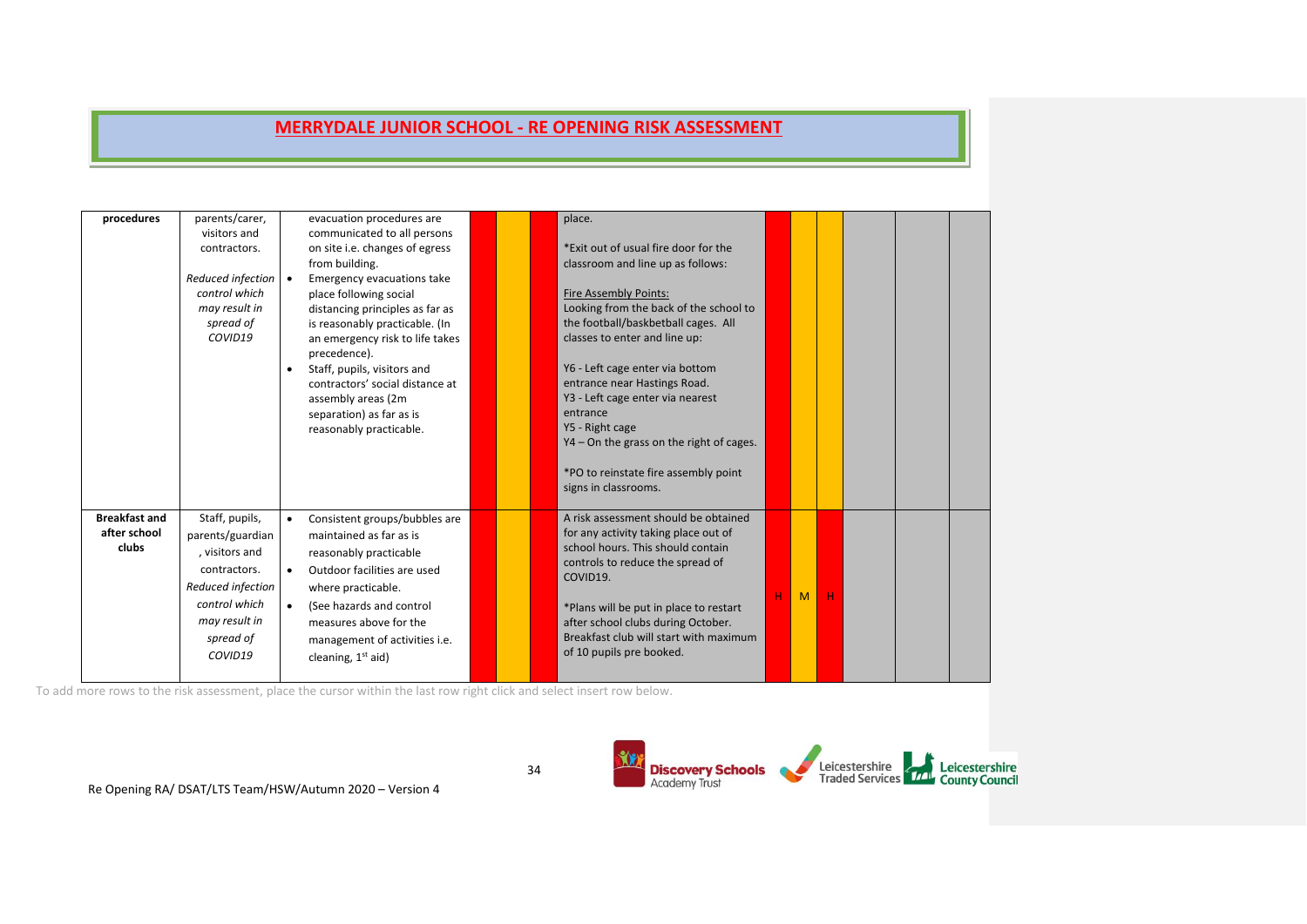# MERRYDALE JUNIOR SCHOOL - RE OPENING RISK ASSESSMENT

| | | | | | | | | | | | | |
|---|---|---|---|---|---|---|---|---|---|---|---|---|
| **procedures** | parents/carer, visitors and contractors.<br><br>*Reduced infection control which may result in spread of COVID19* | evacuation procedures are communicated to all persons on site i.e. changes of egress from building.<br>• Emergency evacuations take place following social distancing principles as far as is reasonably practicable. (In an emergency risk to life takes precedence).<br>• Staff, pupils, visitors and contractors' social distance at assembly areas (2m separation) as far as is reasonably practicable. | | | | place.<br><br>*Exit out of usual fire door for the classroom and line up as follows:<br><br>Fire Assembly Points:<br>Looking from the back of the school to the football/baskbetball cages. All classes to enter and line up:<br><br>Y6 - Left cage enter via bottom entrance near Hastings Road.<br>Y3 - Left cage enter via nearest entrance<br>Y5 - Right cage<br>Y4 – On the grass on the right of cages.<br><br>*PO to reinstate fire assembly point signs in classrooms. | | | | | | |
| **Breakfast and after school clubs** | Staff, pupils, parents/guardian, visitors and contractors.<br>*Reduced infection control which may result in spread of COVID19* | • Consistent groups/bubbles are maintained as far as is reasonably practicable<br>• Outdoor facilities are used where practicable.<br>• (See hazards and control measures above for the management of activities i.e. cleaning, 1st aid) | | | | A risk assessment should be obtained for any activity taking place out of school hours. This should contain controls to reduce the spread of COVID19.<br><br>*Plans will be put in place to restart after school clubs during October. Breakfast club will start with maximum of 10 pupils pre booked. | H | M | H | | | |

To add more rows to the risk assessment, place the cursor within the last row right click and select insert row below.

Re Opening RA/ DSAT/LTS Team/HSW/Autumn 2020 – Version 4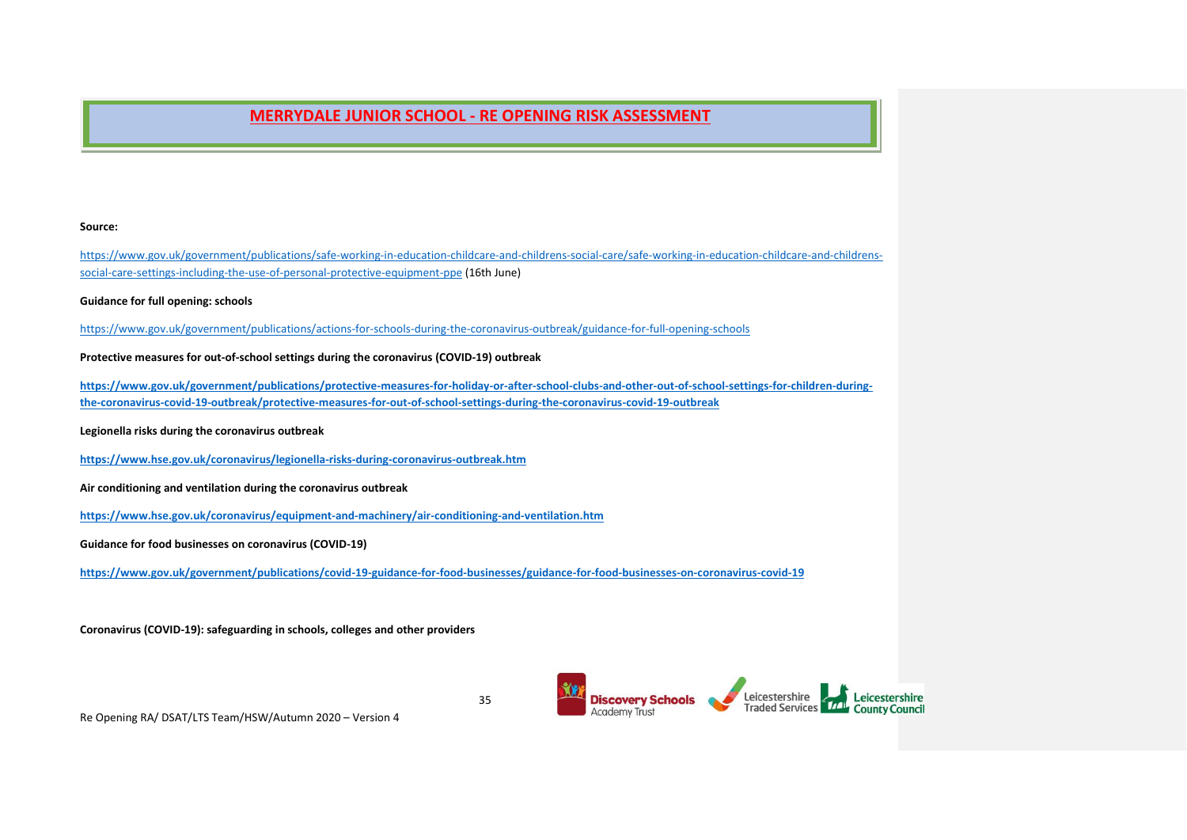# MERRYDALE JUNIOR SCHOOL - RE OPENING RISK ASSESSMENT

**Source:**

https://www.gov.uk/government/publications/safe-working-in-education-childcare-and-childrens-social-care/safe-working-in-education-childcare-and-childrens-social-care-settings-including-the-use-of-personal-protective-equipment-ppe (16th June)

**Guidance for full opening: schools**

https://www.gov.uk/government/publications/actions-for-schools-during-the-coronavirus-outbreak/guidance-for-full-opening-schools

**Protective measures for out-of-school settings during the coronavirus (COVID-19) outbreak**

**https://www.gov.uk/government/publications/protective-measures-for-holiday-or-after-school-clubs-and-other-out-of-school-settings-for-children-during-the-coronavirus-covid-19-outbreak/protective-measures-for-out-of-school-settings-during-the-coronavirus-covid-19-outbreak**

**Legionella risks during the coronavirus outbreak**

**https://www.hse.gov.uk/coronavirus/legionella-risks-during-coronavirus-outbreak.htm**

**Air conditioning and ventilation during the coronavirus outbreak**

**https://www.hse.gov.uk/coronavirus/equipment-and-machinery/air-conditioning-and-ventilation.htm**

**Guidance for food businesses on coronavirus (COVID-19)**

**https://www.gov.uk/government/publications/covid-19-guidance-for-food-businesses/guidance-for-food-businesses-on-coronavirus-covid-19**

**Coronavirus (COVID-19): safeguarding in schools, colleges and other providers**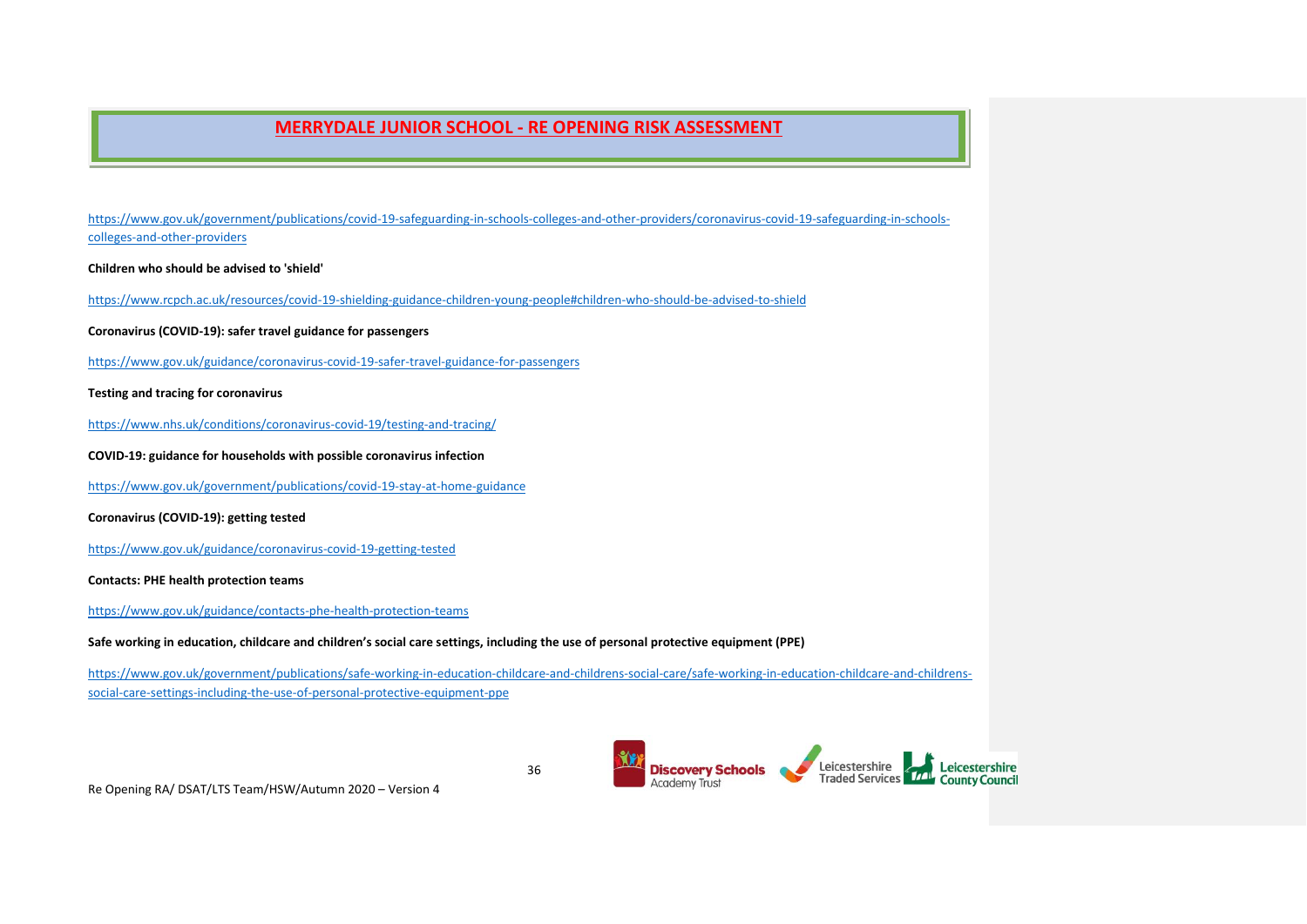# MERRYDALE JUNIOR SCHOOL - RE OPENING RISK ASSESSMENT

https://www.gov.uk/government/publications/covid-19-safeguarding-in-schools-colleges-and-other-providers/coronavirus-covid-19-safeguarding-in-schools-colleges-and-other-providers

**Children who should be advised to 'shield'**

https://www.rcpch.ac.uk/resources/covid-19-shielding-guidance-children-young-people#children-who-should-be-advised-to-shield

**Coronavirus (COVID-19): safer travel guidance for passengers**

https://www.gov.uk/guidance/coronavirus-covid-19-safer-travel-guidance-for-passengers

**Testing and tracing for coronavirus**

https://www.nhs.uk/conditions/coronavirus-covid-19/testing-and-tracing/

**COVID-19: guidance for households with possible coronavirus infection**

https://www.gov.uk/government/publications/covid-19-stay-at-home-guidance

**Coronavirus (COVID-19): getting tested**

https://www.gov.uk/guidance/coronavirus-covid-19-getting-tested

**Contacts: PHE health protection teams**

https://www.gov.uk/guidance/contacts-phe-health-protection-teams

**Safe working in education, childcare and children's social care settings, including the use of personal protective equipment (PPE)**

https://www.gov.uk/government/publications/safe-working-in-education-childcare-and-childrens-social-care/safe-working-in-education-childcare-and-childrens-social-care-settings-including-the-use-of-personal-protective-equipment-ppe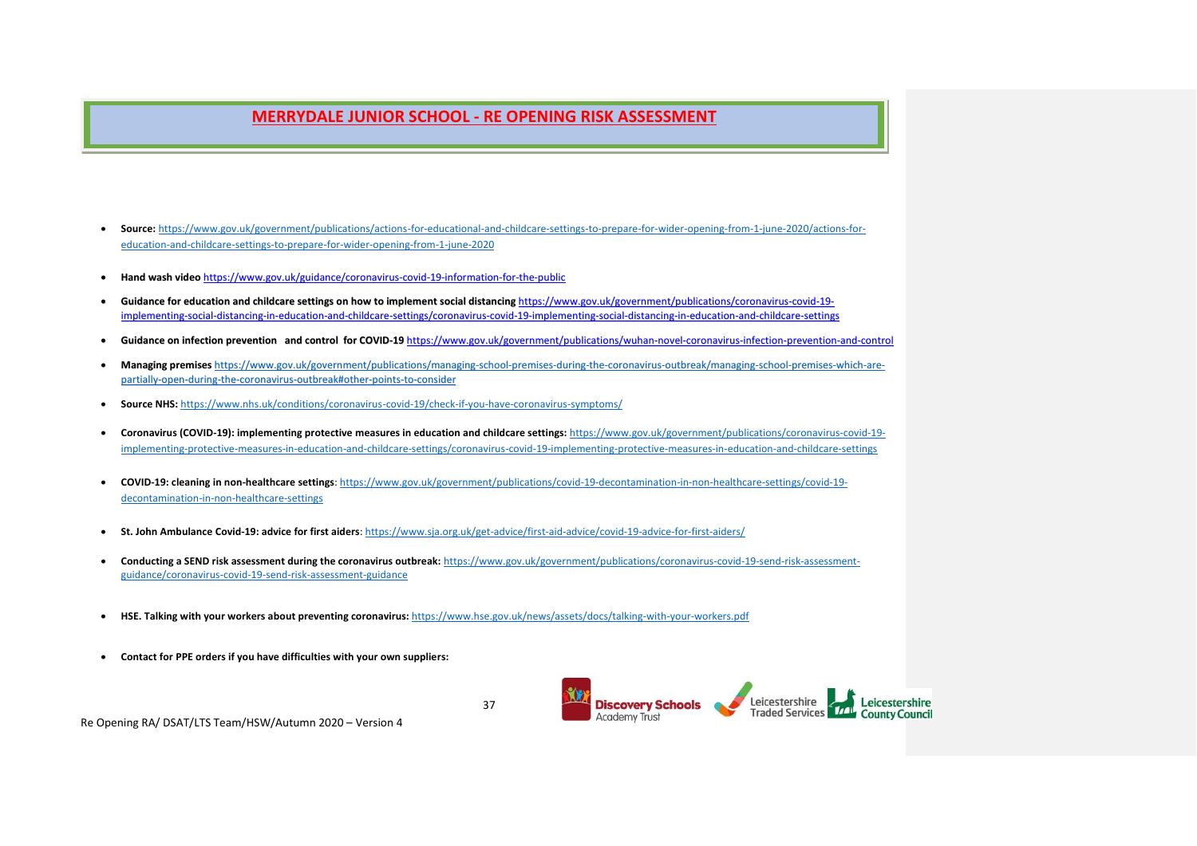# MERRYDALE JUNIOR SCHOOL - RE OPENING RISK ASSESSMENT

- **Source:** https://www.gov.uk/government/publications/actions-for-educational-and-childcare-settings-to-prepare-for-wider-opening-from-1-june-2020/actions-for-education-and-childcare-settings-to-prepare-for-wider-opening-from-1-june-2020
- **Hand wash video** https://www.gov.uk/guidance/coronavirus-covid-19-information-for-the-public
- **Guidance for education and childcare settings on how to implement social distancing** https://www.gov.uk/government/publications/coronavirus-covid-19-implementing-social-distancing-in-education-and-childcare-settings/coronavirus-covid-19-implementing-social-distancing-in-education-and-childcare-settings
- **Guidance on infection prevention and control for COVID-19** https://www.gov.uk/government/publications/wuhan-novel-coronavirus-infection-prevention-and-control
- **Managing premises** https://www.gov.uk/government/publications/managing-school-premises-during-the-coronavirus-outbreak/managing-school-premises-which-are-partially-open-during-the-coronavirus-outbreak#other-points-to-consider
- **Source NHS:** https://www.nhs.uk/conditions/coronavirus-covid-19/check-if-you-have-coronavirus-symptoms/
- **Coronavirus (COVID-19): implementing protective measures in education and childcare settings:** https://www.gov.uk/government/publications/coronavirus-covid-19-implementing-protective-measures-in-education-and-childcare-settings/coronavirus-covid-19-implementing-protective-measures-in-education-and-childcare-settings
- **COVID-19: cleaning in non-healthcare settings**: https://www.gov.uk/government/publications/covid-19-decontamination-in-non-healthcare-settings/covid-19-decontamination-in-non-healthcare-settings
- **St. John Ambulance Covid-19: advice for first aiders**: https://www.sja.org.uk/get-advice/first-aid-advice/covid-19-advice-for-first-aiders/
- **Conducting a SEND risk assessment during the coronavirus outbreak:** https://www.gov.uk/government/publications/coronavirus-covid-19-send-risk-assessment-guidance/coronavirus-covid-19-send-risk-assessment-guidance
- **HSE. Talking with your workers about preventing coronavirus:** https://www.hse.gov.uk/news/assets/docs/talking-with-your-workers.pdf
- **Contact for PPE orders if you have difficulties with your own suppliers:**

Re Opening RA/ DSAT/LTS Team/HSW/Autumn 2020 – Version 4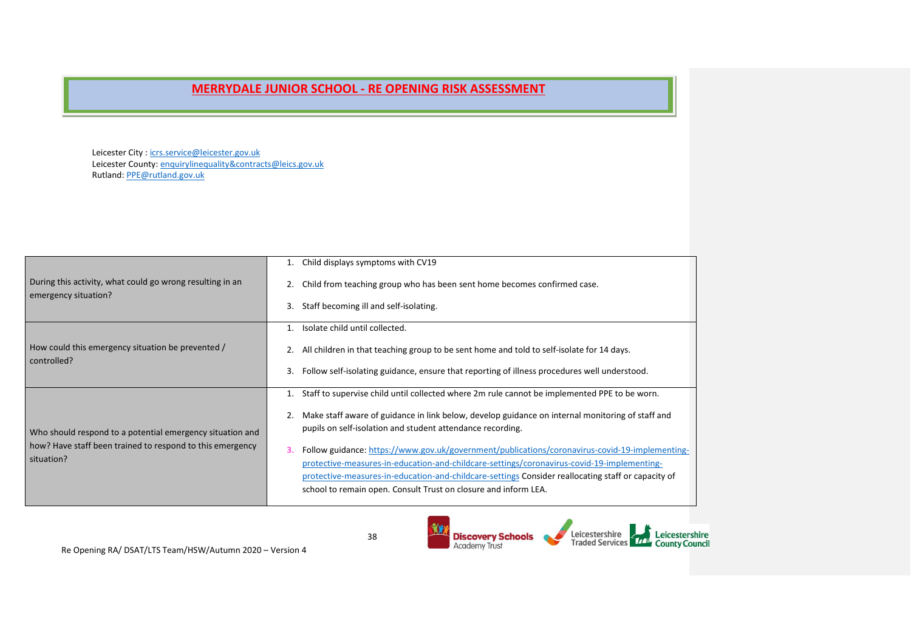# MERRYDALE JUNIOR SCHOOL - RE OPENING RISK ASSESSMENT

Leicester City : icrs.service@leicester.gov.uk
Leicester County: enquirylinequality&contracts@leics.gov.uk
Rutland: PPE@rutland.gov.uk

| | |
|---|---|
| During this activity, what could go wrong resulting in an emergency situation? | 1. Child displays symptoms with CV19<br>2. Child from teaching group who has been sent home becomes confirmed case.<br>3. Staff becoming ill and self-isolating. |
| How could this emergency situation be prevented / controlled? | 1. Isolate child until collected.<br>2. All children in that teaching group to be sent home and told to self-isolate for 14 days.<br>3. Follow self-isolating guidance, ensure that reporting of illness procedures well understood. |
| Who should respond to a potential emergency situation and how? Have staff been trained to respond to this emergency situation? | 1. Staff to supervise child until collected where 2m rule cannot be implemented PPE to be worn.<br>2. Make staff aware of guidance in link below, develop guidance on internal monitoring of staff and pupils on self-isolation and student attendance recording.<br>3. Follow guidance: https://www.gov.uk/government/publications/coronavirus-covid-19-implementing-protective-measures-in-education-and-childcare-settings/coronavirus-covid-19-implementing-protective-measures-in-education-and-childcare-settings Consider reallocating staff or capacity of school to remain open. Consult Trust on closure and inform LEA. |

Re Opening RA/ DSAT/LTS Team/HSW/Autumn 2020 – Version 4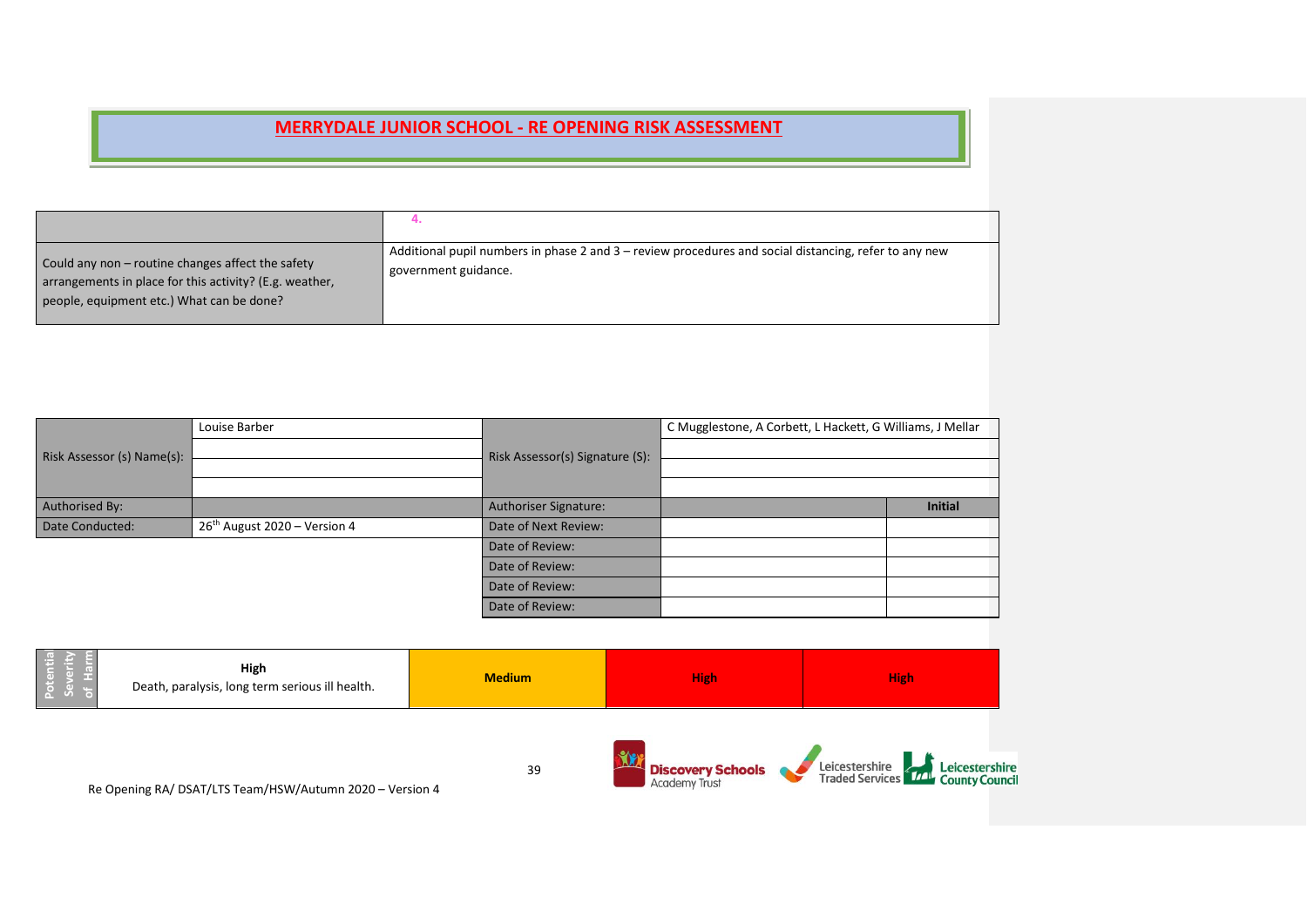# MERRYDALE JUNIOR SCHOOL - RE OPENING RISK ASSESSMENT

| | 4. |
|---|---|
| Could any non – routine changes affect the safety arrangements in place for this activity? (E.g. weather, people, equipment etc.) What can be done? | Additional pupil numbers in phase 2 and 3 – review procedures and social distancing, refer to any new government guidance. |

| | | | | |
|---|---|---|---|---|
| Risk Assessor (s) Name(s): | Louise Barber | Risk Assessor(s) Signature (S): | C Mugglestone, A Corbett, L Hackett, G Williams, J Mellar | |
| | | | | |
| | | | | |
| | | | | |
| Authorised By: | | Authoriser Signature: | | Initial |
| Date Conducted: | 26th August 2020 – Version 4 | Date of Next Review: | | |
| | | Date of Review: | | |
| | | Date of Review: | | |
| | | Date of Review: | | |
| | | Date of Review: | | |

| Potential Severity of Harm | | | | |
|---|---|---|---|---|
| | **High** Death, paralysis, long term serious ill health. | **Medium** | **High** | **High** |

Re Opening RA/ DSAT/LTS Team/HSW/Autumn 2020 – Version 4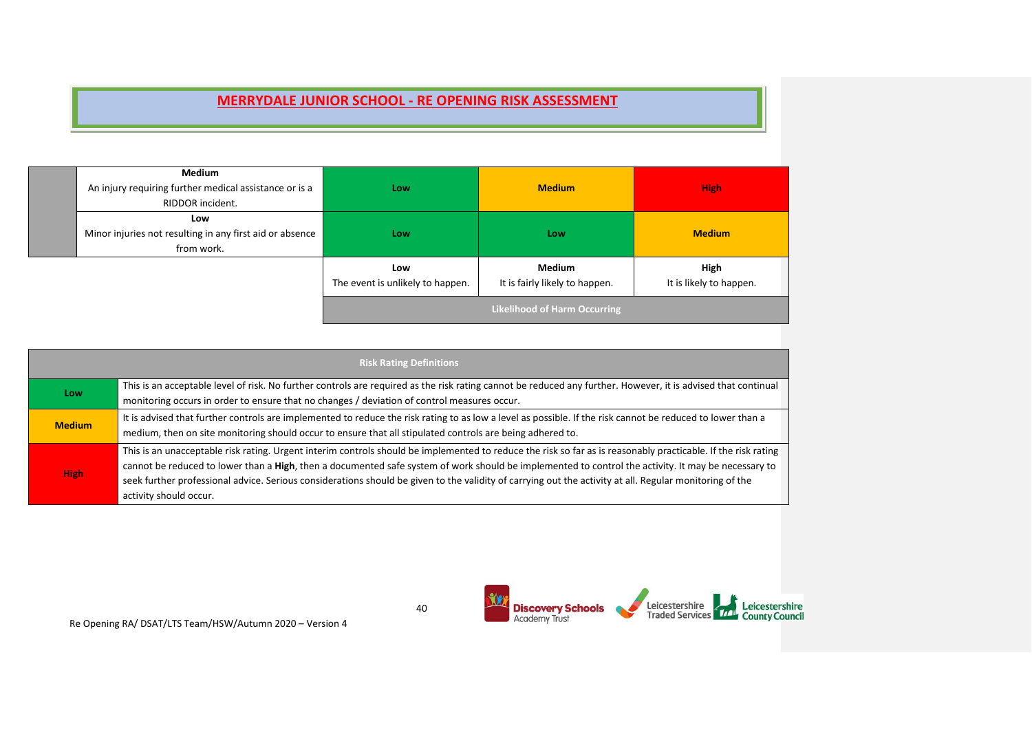# MERRYDALE JUNIOR SCHOOL - RE OPENING RISK ASSESSMENT

| | | | | |
|---|---|---|---|---|
| | **Medium**<br>An injury requiring further medical assistance or is a RIDDOR incident. | **Low** | **Medium** | **High** |
| | **Low**<br>Minor injuries not resulting in any first aid or absence from work. | **Low** | **Low** | **Medium** |
| | | **Low**<br>The event is unlikely to happen. | **Medium**<br>It is fairly likely to happen. | **High**<br>It is likely to happen. |
| | | **Likelihood of Harm Occurring** | | |

| **Risk Rating Definitions** | |
|---|---|
| **Low** | This is an acceptable level of risk. No further controls are required as the risk rating cannot be reduced any further. However, it is advised that continual monitoring occurs in order to ensure that no changes / deviation of control measures occur. |
| **Medium** | It is advised that further controls are implemented to reduce the risk rating to as low a level as possible. If the risk cannot be reduced to lower than a medium, then on site monitoring should occur to ensure that all stipulated controls are being adhered to. |
| **High** | This is an unacceptable risk rating. Urgent interim controls should be implemented to reduce the risk so far as is reasonably practicable. If the risk rating cannot be reduced to lower than a **High**, then a documented safe system of work should be implemented to control the activity. It may be necessary to seek further professional advice. Serious considerations should be given to the validity of carrying out the activity at all. Regular monitoring of the activity should occur. |